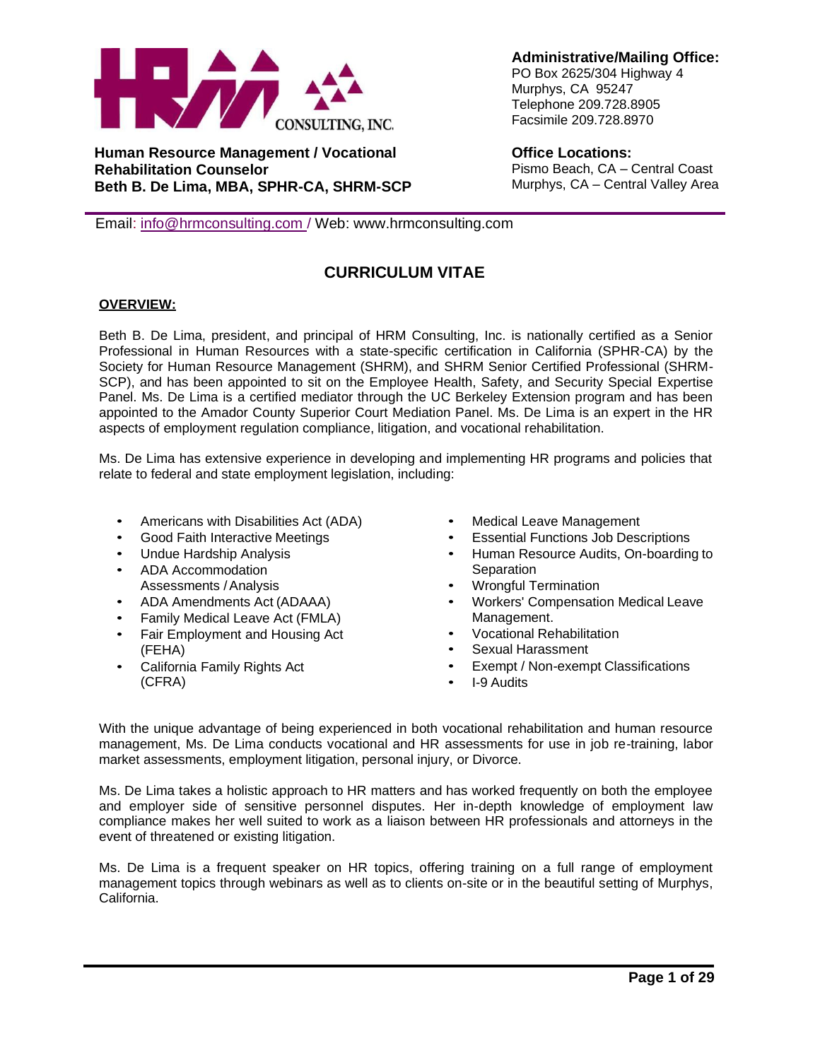HRM CONSULTING, INC.

**Human Resource Management / Vocational Rehabilitation Counselor**
**Beth B. De Lima, MBA, SPHR-CA, SHRM-SCP**

**Administrative/Mailing Office:**
PO Box 2625/304 Highway 4
Murphys, CA 95247
Telephone 209.728.8905
Facsimile 209.728.8970

**Office Locations:**
Pismo Beach, CA – Central Coast
Murphys, CA – Central Valley Area

Email: info@hrmconsulting.com / Web: www.hrmconsulting.com

# CURRICULUM VITAE

## OVERVIEW:

Beth B. De Lima, president, and principal of HRM Consulting, Inc. is nationally certified as a Senior Professional in Human Resources with a state-specific certification in California (SPHR-CA) by the Society for Human Resource Management (SHRM), and SHRM Senior Certified Professional (SHRM-SCP), and has been appointed to sit on the Employee Health, Safety, and Security Special Expertise Panel. Ms. De Lima is a certified mediator through the UC Berkeley Extension program and has been appointed to the Amador County Superior Court Mediation Panel. Ms. De Lima is an expert in the HR aspects of employment regulation compliance, litigation, and vocational rehabilitation.

Ms. De Lima has extensive experience in developing and implementing HR programs and policies that relate to federal and state employment legislation, including:

- Americans with Disabilities Act (ADA)
- Good Faith Interactive Meetings
- Undue Hardship Analysis
- ADA Accommodation Assessments / Analysis
- ADA Amendments Act (ADAAA)
- Family Medical Leave Act (FMLA)
- Fair Employment and Housing Act (FEHA)
- California Family Rights Act (CFRA)
- Medical Leave Management
- Essential Functions Job Descriptions
- Human Resource Audits, On-boarding to Separation
- Wrongful Termination
- Workers' Compensation Medical Leave Management.
- Vocational Rehabilitation
- Sexual Harassment
- Exempt / Non-exempt Classifications
- I-9 Audits

With the unique advantage of being experienced in both vocational rehabilitation and human resource management, Ms. De Lima conducts vocational and HR assessments for use in job re-training, labor market assessments, employment litigation, personal injury, or Divorce.

Ms. De Lima takes a holistic approach to HR matters and has worked frequently on both the employee and employer side of sensitive personnel disputes. Her in-depth knowledge of employment law compliance makes her well suited to work as a liaison between HR professionals and attorneys in the event of threatened or existing litigation.

Ms. De Lima is a frequent speaker on HR topics, offering training on a full range of employment management topics through webinars as well as to clients on-site or in the beautiful setting of Murphys, California.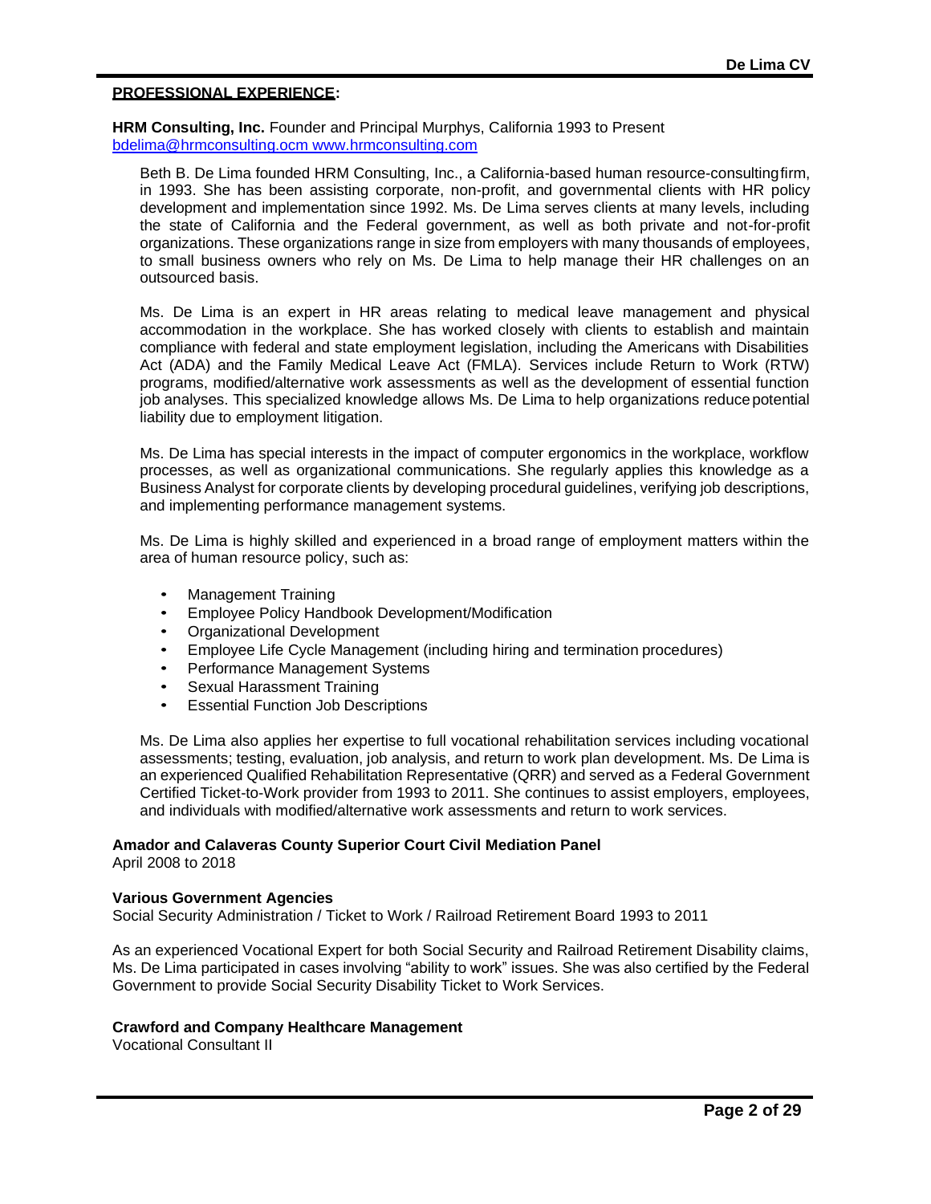## PROFESSIONAL EXPERIENCE:

**HRM Consulting, Inc.** Founder and Principal Murphys, California 1993 to Present
bdelima@hrmconsulting.ocm www.hrmconsulting.com

Beth B. De Lima founded HRM Consulting, Inc., a California-based human resource-consultingfirm, in 1993. She has been assisting corporate, non-profit, and governmental clients with HR policy development and implementation since 1992. Ms. De Lima serves clients at many levels, including the state of California and the Federal government, as well as both private and not-for-profit organizations. These organizations range in size from employers with many thousands of employees, to small business owners who rely on Ms. De Lima to help manage their HR challenges on an outsourced basis.

Ms. De Lima is an expert in HR areas relating to medical leave management and physical accommodation in the workplace. She has worked closely with clients to establish and maintain compliance with federal and state employment legislation, including the Americans with Disabilities Act (ADA) and the Family Medical Leave Act (FMLA). Services include Return to Work (RTW) programs, modified/alternative work assessments as well as the development of essential function job analyses. This specialized knowledge allows Ms. De Lima to help organizations reducepotential liability due to employment litigation.

Ms. De Lima has special interests in the impact of computer ergonomics in the workplace, workflow processes, as well as organizational communications. She regularly applies this knowledge as a Business Analyst for corporate clients by developing procedural guidelines, verifying job descriptions, and implementing performance management systems.

Ms. De Lima is highly skilled and experienced in a broad range of employment matters within the area of human resource policy, such as:

- Management Training
- Employee Policy Handbook Development/Modification
- Organizational Development
- Employee Life Cycle Management (including hiring and termination procedures)
- Performance Management Systems
- Sexual Harassment Training
- Essential Function Job Descriptions

Ms. De Lima also applies her expertise to full vocational rehabilitation services including vocational assessments; testing, evaluation, job analysis, and return to work plan development. Ms. De Lima is an experienced Qualified Rehabilitation Representative (QRR) and served as a Federal Government Certified Ticket-to-Work provider from 1993 to 2011. She continues to assist employers, employees, and individuals with modified/alternative work assessments and return to work services.

**Amador and Calaveras County Superior Court Civil Mediation Panel**
April 2008 to 2018

**Various Government Agencies**
Social Security Administration / Ticket to Work / Railroad Retirement Board 1993 to 2011

As an experienced Vocational Expert for both Social Security and Railroad Retirement Disability claims, Ms. De Lima participated in cases involving "ability to work" issues. She was also certified by the Federal Government to provide Social Security Disability Ticket to Work Services.

**Crawford and Company Healthcare Management**
Vocational Consultant II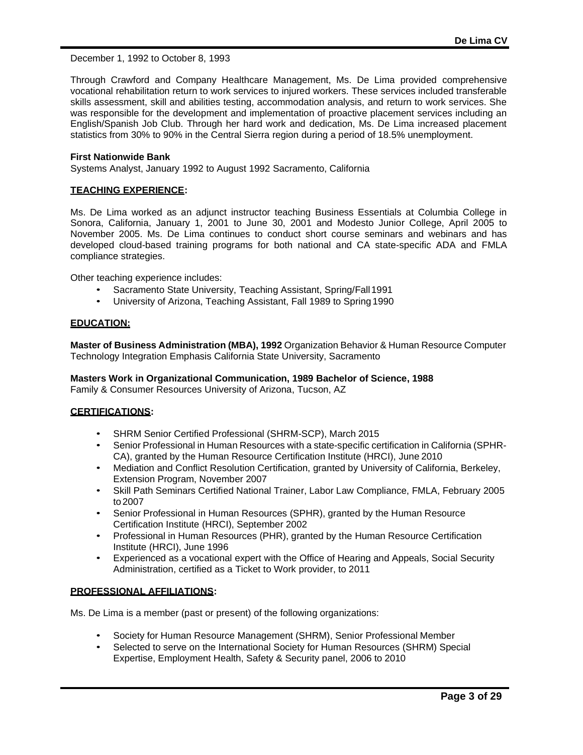December 1, 1992 to October 8, 1993

Through Crawford and Company Healthcare Management, Ms. De Lima provided comprehensive vocational rehabilitation return to work services to injured workers. These services included transferable skills assessment, skill and abilities testing, accommodation analysis, and return to work services. She was responsible for the development and implementation of proactive placement services including an English/Spanish Job Club. Through her hard work and dedication, Ms. De Lima increased placement statistics from 30% to 90% in the Central Sierra region during a period of 18.5% unemployment.

**First Nationwide Bank**
Systems Analyst, January 1992 to August 1992 Sacramento, California

## TEACHING EXPERIENCE:

Ms. De Lima worked as an adjunct instructor teaching Business Essentials at Columbia College in Sonora, California, January 1, 2001 to June 30, 2001 and Modesto Junior College, April 2005 to November 2005. Ms. De Lima continues to conduct short course seminars and webinars and has developed cloud-based training programs for both national and CA state-specific ADA and FMLA compliance strategies.

Other teaching experience includes:

- Sacramento State University, Teaching Assistant, Spring/Fall 1991
- University of Arizona, Teaching Assistant, Fall 1989 to Spring 1990

## EDUCATION:

**Master of Business Administration (MBA), 1992** Organization Behavior & Human Resource Computer Technology Integration Emphasis California State University, Sacramento

**Masters Work in Organizational Communication, 1989 Bachelor of Science, 1988**
Family & Consumer Resources University of Arizona, Tucson, AZ

## CERTIFICATIONS:

- SHRM Senior Certified Professional (SHRM-SCP), March 2015
- Senior Professional in Human Resources with a state-specific certification in California (SPHR-CA), granted by the Human Resource Certification Institute (HRCI), June 2010
- Mediation and Conflict Resolution Certification, granted by University of California, Berkeley, Extension Program, November 2007
- Skill Path Seminars Certified National Trainer, Labor Law Compliance, FMLA, February 2005 to 2007
- Senior Professional in Human Resources (SPHR), granted by the Human Resource Certification Institute (HRCI), September 2002
- Professional in Human Resources (PHR), granted by the Human Resource Certification Institute (HRCI), June 1996
- Experienced as a vocational expert with the Office of Hearing and Appeals, Social Security Administration, certified as a Ticket to Work provider, to 2011

## PROFESSIONAL AFFILIATIONS:

Ms. De Lima is a member (past or present) of the following organizations:

- Society for Human Resource Management (SHRM), Senior Professional Member
- Selected to serve on the International Society for Human Resources (SHRM) Special Expertise, Employment Health, Safety & Security panel, 2006 to 2010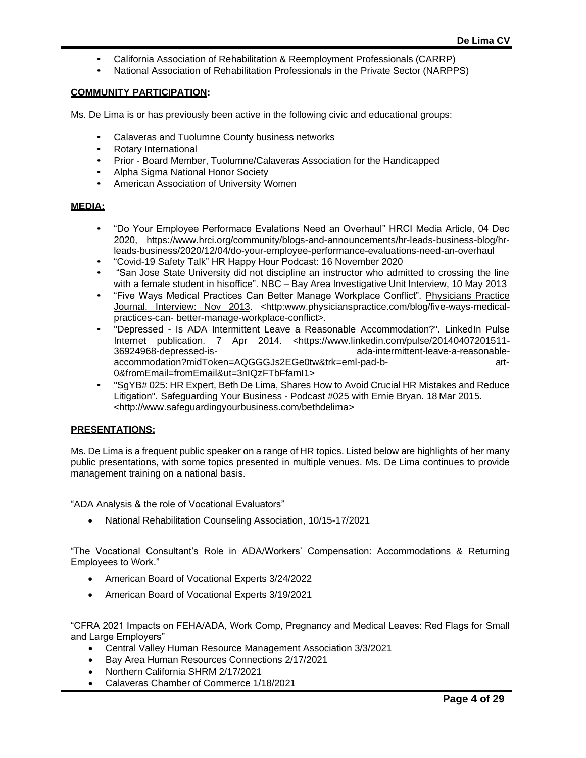- California Association of Rehabilitation & Reemployment Professionals (CARRP)
- National Association of Rehabilitation Professionals in the Private Sector (NARPPS)

## COMMUNITY PARTICIPATION:

Ms. De Lima is or has previously been active in the following civic and educational groups:

- Calaveras and Tuolumne County business networks
- Rotary International
- Prior - Board Member, Tuolumne/Calaveras Association for the Handicapped
- Alpha Sigma National Honor Society
- American Association of University Women

## MEDIA:

- "Do Your Employee Performace Evalations Need an Overhaul" HRCI Media Article, 04 Dec 2020, https://www.hrci.org/community/blogs-and-announcements/hr-leads-business-blog/hr-leads-business/2020/12/04/do-your-employee-performance-evaluations-need-an-overhaul
- "Covid-19 Safety Talk" HR Happy Hour Podcast: 16 November 2020
- "San Jose State University did not discipline an instructor who admitted to crossing the line with a female student in hisoffice". NBC – Bay Area Investigative Unit Interview, 10 May 2013
- "Five Ways Medical Practices Can Better Manage Workplace Conflict". Physicians Practice Journal. Interview: Nov 2013. <http:www.physicianspractice.com/blog/five-ways-medical-practices-can- better-manage-workplace-conflict>.
- "Depressed - Is ADA Intermittent Leave a Reasonable Accommodation?". LinkedIn Pulse Internet publication. 7 Apr 2014. <https://www.linkedin.com/pulse/20140407201511-36924968-depressed-is- ada-intermittent-leave-a-reasonable-accommodation?midToken=AQGGGJs2EGe0tw&trk=eml-pad-b- art-0&fromEmail=fromEmail&ut=3nIQzFTbFfamI1>
- "SgYB# 025: HR Expert, Beth De Lima, Shares How to Avoid Crucial HR Mistakes and Reduce Litigation". Safeguarding Your Business - Podcast #025 with Ernie Bryan. 18 Mar 2015. <http://www.safeguardingyourbusiness.com/bethdelima>

## PRESENTATIONS:

Ms. De Lima is a frequent public speaker on a range of HR topics. Listed below are highlights of her many public presentations, with some topics presented in multiple venues. Ms. De Lima continues to provide management training on a national basis.

"ADA Analysis & the role of Vocational Evaluators"

- National Rehabilitation Counseling Association, 10/15-17/2021

"The Vocational Consultant's Role in ADA/Workers' Compensation: Accommodations & Returning Employees to Work."

- American Board of Vocational Experts 3/24/2022
- American Board of Vocational Experts 3/19/2021

"CFRA 2021 Impacts on FEHA/ADA, Work Comp, Pregnancy and Medical Leaves: Red Flags for Small and Large Employers"

- Central Valley Human Resource Management Association 3/3/2021
- Bay Area Human Resources Connections 2/17/2021
- Northern California SHRM 2/17/2021
- Calaveras Chamber of Commerce 1/18/2021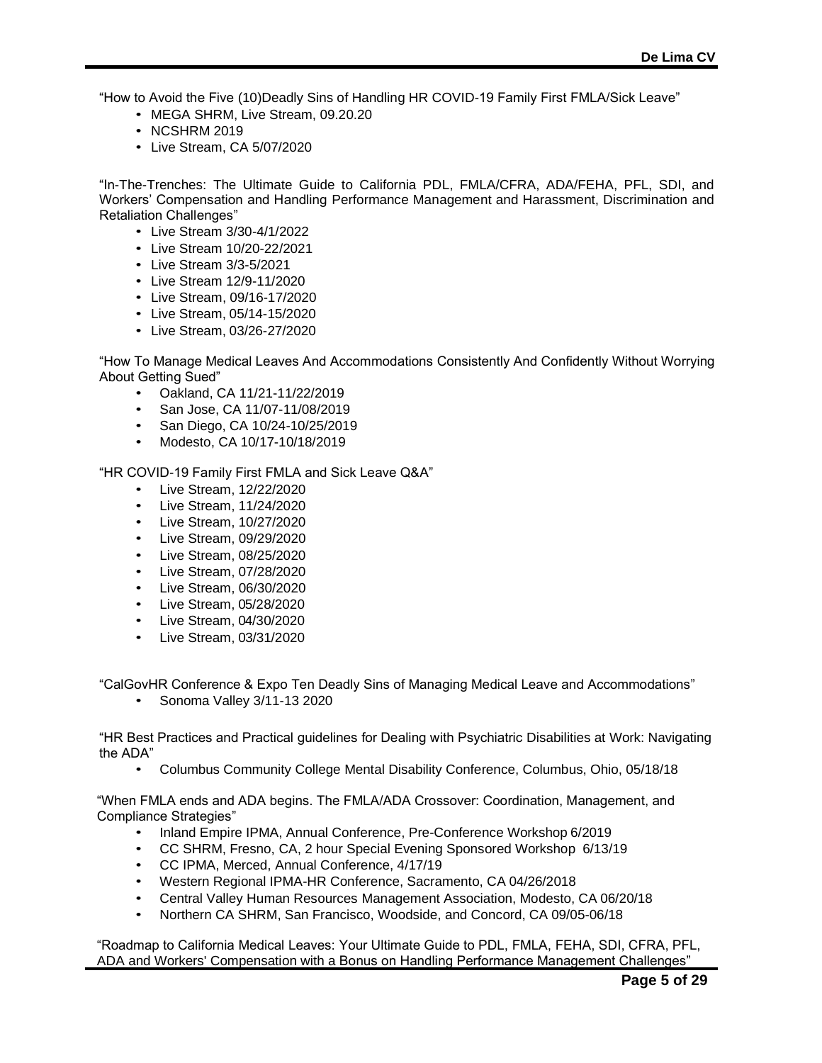"How to Avoid the Five (10)Deadly Sins of Handling HR COVID-19 Family First FMLA/Sick Leave"

- MEGA SHRM, Live Stream, 09.20.20
- NCSHRM 2019
- Live Stream, CA 5/07/2020

"In-The-Trenches: The Ultimate Guide to California PDL, FMLA/CFRA, ADA/FEHA, PFL, SDI, and Workers' Compensation and Handling Performance Management and Harassment, Discrimination and Retaliation Challenges"

- Live Stream 3/30-4/1/2022
- Live Stream 10/20-22/2021
- Live Stream 3/3-5/2021
- Live Stream 12/9-11/2020
- Live Stream, 09/16-17/2020
- Live Stream, 05/14-15/2020
- Live Stream, 03/26-27/2020

"How To Manage Medical Leaves And Accommodations Consistently And Confidently Without Worrying About Getting Sued"

- Oakland, CA 11/21-11/22/2019
- San Jose, CA 11/07-11/08/2019
- San Diego, CA 10/24-10/25/2019
- Modesto, CA 10/17-10/18/2019

"HR COVID-19 Family First FMLA and Sick Leave Q&A"

- Live Stream, 12/22/2020
- Live Stream, 11/24/2020
- Live Stream, 10/27/2020
- Live Stream, 09/29/2020
- Live Stream, 08/25/2020
- Live Stream, 07/28/2020
- Live Stream, 06/30/2020
- Live Stream, 05/28/2020
- Live Stream, 04/30/2020
- Live Stream, 03/31/2020

"CalGovHR Conference & Expo Ten Deadly Sins of Managing Medical Leave and Accommodations"

- Sonoma Valley 3/11-13 2020

"HR Best Practices and Practical guidelines for Dealing with Psychiatric Disabilities at Work: Navigating the ADA"

- Columbus Community College Mental Disability Conference, Columbus, Ohio, 05/18/18

"When FMLA ends and ADA begins. The FMLA/ADA Crossover: Coordination, Management, and Compliance Strategies"

- Inland Empire IPMA, Annual Conference, Pre-Conference Workshop 6/2019
- CC SHRM, Fresno, CA, 2 hour Special Evening Sponsored Workshop 6/13/19
- CC IPMA, Merced, Annual Conference, 4/17/19
- Western Regional IPMA-HR Conference, Sacramento, CA 04/26/2018
- Central Valley Human Resources Management Association, Modesto, CA 06/20/18
- Northern CA SHRM, San Francisco, Woodside, and Concord, CA 09/05-06/18

"Roadmap to California Medical Leaves: Your Ultimate Guide to PDL, FMLA, FEHA, SDI, CFRA, PFL, ADA and Workers' Compensation with a Bonus on Handling Performance Management Challenges"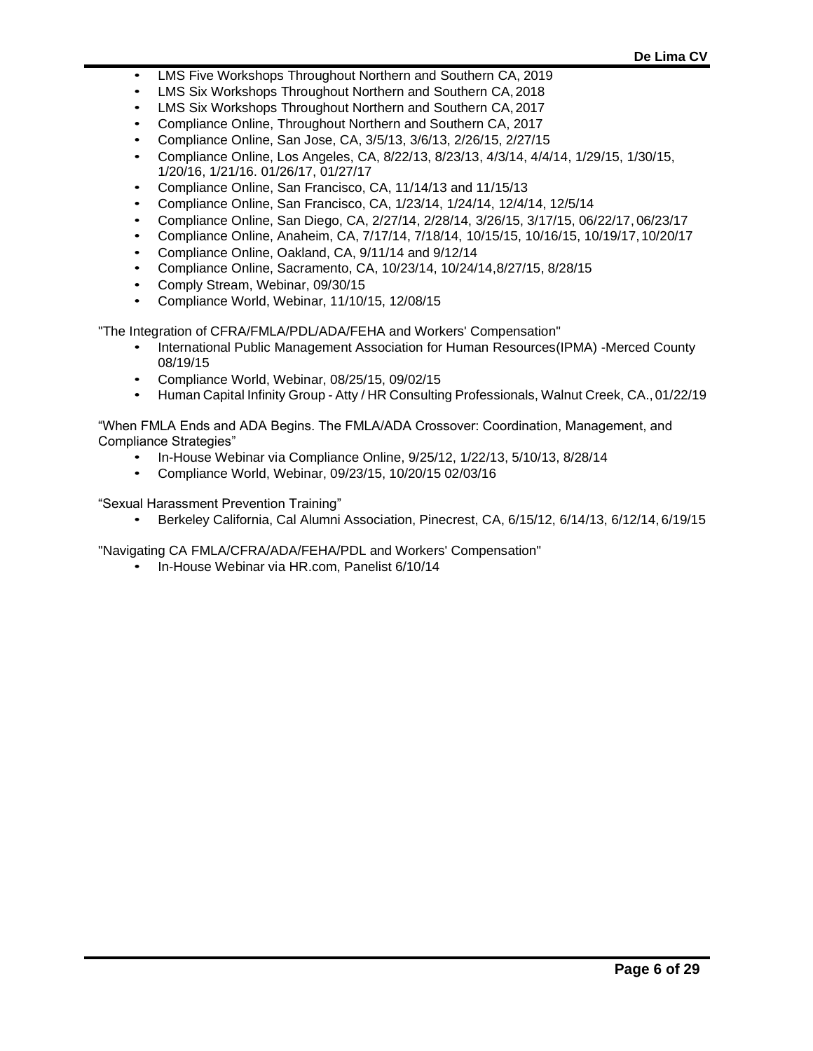- LMS Five Workshops Throughout Northern and Southern CA, 2019
- LMS Six Workshops Throughout Northern and Southern CA, 2018
- LMS Six Workshops Throughout Northern and Southern CA, 2017
- Compliance Online, Throughout Northern and Southern CA, 2017
- Compliance Online, San Jose, CA, 3/5/13, 3/6/13, 2/26/15, 2/27/15
- Compliance Online, Los Angeles, CA, 8/22/13, 8/23/13, 4/3/14, 4/4/14, 1/29/15, 1/30/15, 1/20/16, 1/21/16. 01/26/17, 01/27/17
- Compliance Online, San Francisco, CA, 11/14/13 and 11/15/13
- Compliance Online, San Francisco, CA, 1/23/14, 1/24/14, 12/4/14, 12/5/14
- Compliance Online, San Diego, CA, 2/27/14, 2/28/14, 3/26/15, 3/17/15, 06/22/17, 06/23/17
- Compliance Online, Anaheim, CA, 7/17/14, 7/18/14, 10/15/15, 10/16/15, 10/19/17, 10/20/17
- Compliance Online, Oakland, CA, 9/11/14 and 9/12/14
- Compliance Online, Sacramento, CA, 10/23/14, 10/24/14,8/27/15, 8/28/15
- Comply Stream, Webinar, 09/30/15
- Compliance World, Webinar, 11/10/15, 12/08/15

"The Integration of CFRA/FMLA/PDL/ADA/FEHA and Workers' Compensation"

- International Public Management Association for Human Resources(IPMA) -Merced County 08/19/15
- Compliance World, Webinar, 08/25/15, 09/02/15
- Human Capital Infinity Group - Atty / HR Consulting Professionals, Walnut Creek, CA., 01/22/19

“When FMLA Ends and ADA Begins. The FMLA/ADA Crossover: Coordination, Management, and Compliance Strategies”

- In-House Webinar via Compliance Online, 9/25/12, 1/22/13, 5/10/13, 8/28/14
- Compliance World, Webinar, 09/23/15, 10/20/15 02/03/16

“Sexual Harassment Prevention Training”

- Berkeley California, Cal Alumni Association, Pinecrest, CA, 6/15/12, 6/14/13, 6/12/14, 6/19/15

"Navigating CA FMLA/CFRA/ADA/FEHA/PDL and Workers' Compensation"

- In-House Webinar via HR.com, Panelist 6/10/14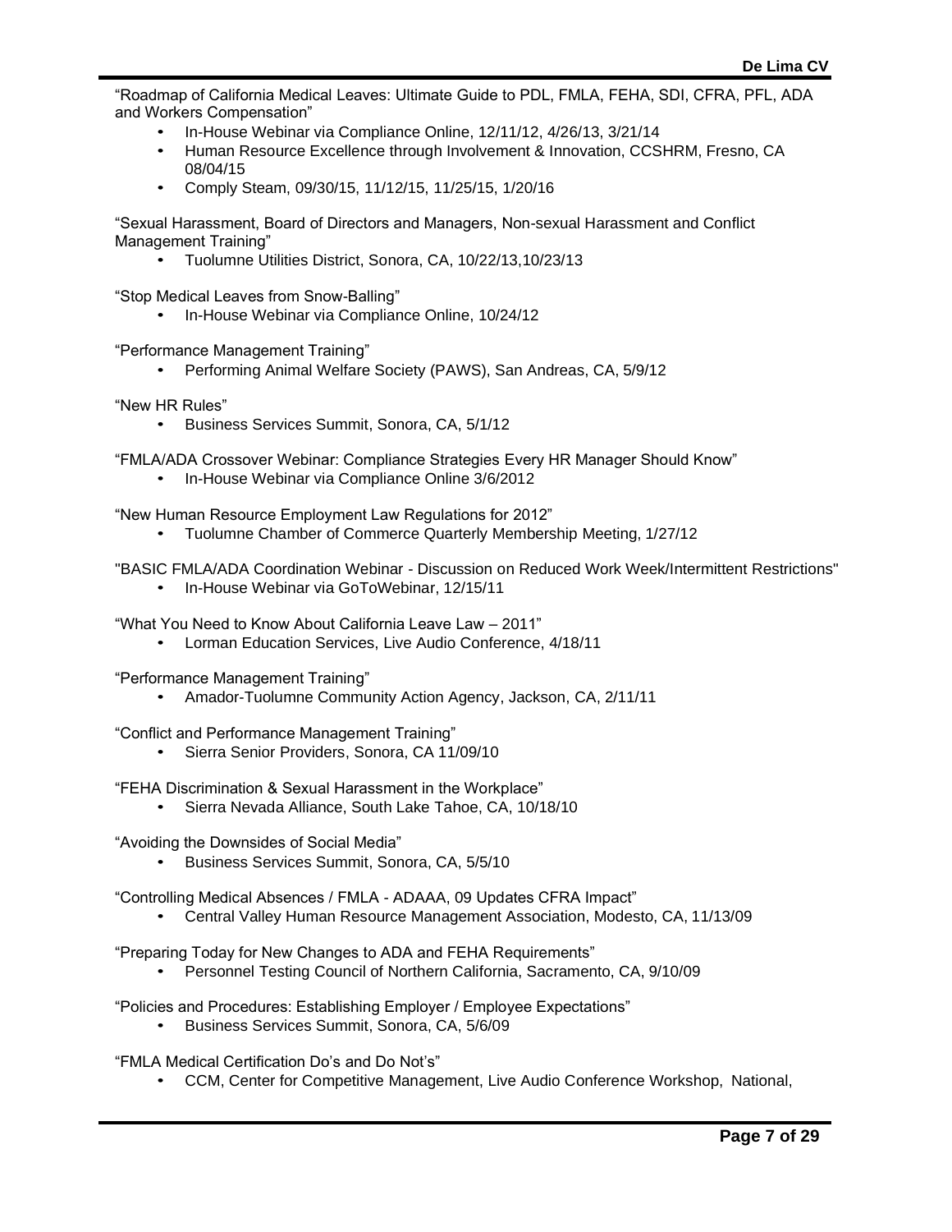"Roadmap of California Medical Leaves: Ultimate Guide to PDL, FMLA, FEHA, SDI, CFRA, PFL, ADA and Workers Compensation"

- In-House Webinar via Compliance Online, 12/11/12, 4/26/13, 3/21/14
- Human Resource Excellence through Involvement & Innovation, CCSHRM, Fresno, CA 08/04/15
- Comply Steam, 09/30/15, 11/12/15, 11/25/15, 1/20/16

"Sexual Harassment, Board of Directors and Managers, Non-sexual Harassment and Conflict Management Training"

- Tuolumne Utilities District, Sonora, CA, 10/22/13,10/23/13

"Stop Medical Leaves from Snow-Balling"

- In-House Webinar via Compliance Online, 10/24/12

"Performance Management Training"

- Performing Animal Welfare Society (PAWS), San Andreas, CA, 5/9/12

"New HR Rules"

- Business Services Summit, Sonora, CA, 5/1/12

"FMLA/ADA Crossover Webinar: Compliance Strategies Every HR Manager Should Know"

- In-House Webinar via Compliance Online 3/6/2012

"New Human Resource Employment Law Regulations for 2012"

- Tuolumne Chamber of Commerce Quarterly Membership Meeting, 1/27/12

"BASIC FMLA/ADA Coordination Webinar - Discussion on Reduced Work Week/Intermittent Restrictions"

- In-House Webinar via GoToWebinar, 12/15/11

"What You Need to Know About California Leave Law – 2011"

- Lorman Education Services, Live Audio Conference, 4/18/11

"Performance Management Training"

- Amador-Tuolumne Community Action Agency, Jackson, CA, 2/11/11

"Conflict and Performance Management Training"

- Sierra Senior Providers, Sonora, CA 11/09/10

"FEHA Discrimination & Sexual Harassment in the Workplace"

- Sierra Nevada Alliance, South Lake Tahoe, CA, 10/18/10

"Avoiding the Downsides of Social Media"

- Business Services Summit, Sonora, CA, 5/5/10

"Controlling Medical Absences / FMLA - ADAAA, 09 Updates CFRA Impact"

- Central Valley Human Resource Management Association, Modesto, CA, 11/13/09

"Preparing Today for New Changes to ADA and FEHA Requirements"

- Personnel Testing Council of Northern California, Sacramento, CA, 9/10/09

"Policies and Procedures: Establishing Employer / Employee Expectations"

- Business Services Summit, Sonora, CA, 5/6/09

"FMLA Medical Certification Do's and Do Not's"

- CCM, Center for Competitive Management, Live Audio Conference Workshop, National,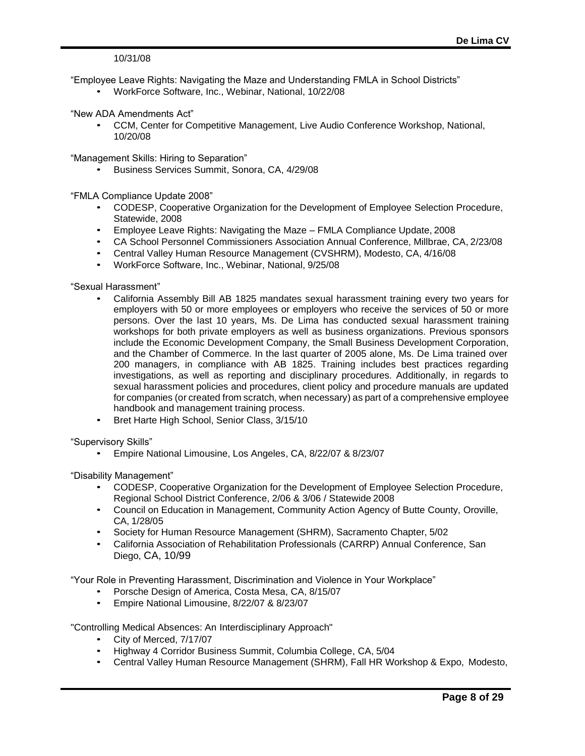10/31/08

"Employee Leave Rights: Navigating the Maze and Understanding FMLA in School Districts"

- WorkForce Software, Inc., Webinar, National, 10/22/08

"New ADA Amendments Act"

- CCM, Center for Competitive Management, Live Audio Conference Workshop, National, 10/20/08

"Management Skills: Hiring to Separation"

- Business Services Summit, Sonora, CA, 4/29/08

"FMLA Compliance Update 2008"

- CODESP, Cooperative Organization for the Development of Employee Selection Procedure, Statewide, 2008
- Employee Leave Rights: Navigating the Maze – FMLA Compliance Update, 2008
- CA School Personnel Commissioners Association Annual Conference, Millbrae, CA, 2/23/08
- Central Valley Human Resource Management (CVSHRM), Modesto, CA, 4/16/08
- WorkForce Software, Inc., Webinar, National, 9/25/08

"Sexual Harassment"

- California Assembly Bill AB 1825 mandates sexual harassment training every two years for employers with 50 or more employees or employers who receive the services of 50 or more persons. Over the last 10 years, Ms. De Lima has conducted sexual harassment training workshops for both private employers as well as business organizations. Previous sponsors include the Economic Development Company, the Small Business Development Corporation, and the Chamber of Commerce. In the last quarter of 2005 alone, Ms. De Lima trained over 200 managers, in compliance with AB 1825. Training includes best practices regarding investigations, as well as reporting and disciplinary procedures. Additionally, in regards to sexual harassment policies and procedures, client policy and procedure manuals are updated for companies (or created from scratch, when necessary) as part of a comprehensive employee handbook and management training process.
- Bret Harte High School, Senior Class, 3/15/10

"Supervisory Skills"

- Empire National Limousine, Los Angeles, CA, 8/22/07 & 8/23/07

"Disability Management"

- CODESP, Cooperative Organization for the Development of Employee Selection Procedure, Regional School District Conference, 2/06 & 3/06 / Statewide 2008
- Council on Education in Management, Community Action Agency of Butte County, Oroville, CA, 1/28/05
- Society for Human Resource Management (SHRM), Sacramento Chapter, 5/02
- California Association of Rehabilitation Professionals (CARRP) Annual Conference, San Diego, CA, 10/99

"Your Role in Preventing Harassment, Discrimination and Violence in Your Workplace"

- Porsche Design of America, Costa Mesa, CA, 8/15/07
- Empire National Limousine, 8/22/07 & 8/23/07

"Controlling Medical Absences: An Interdisciplinary Approach"

- City of Merced, 7/17/07
- Highway 4 Corridor Business Summit, Columbia College, CA, 5/04
- Central Valley Human Resource Management (SHRM), Fall HR Workshop & Expo, Modesto,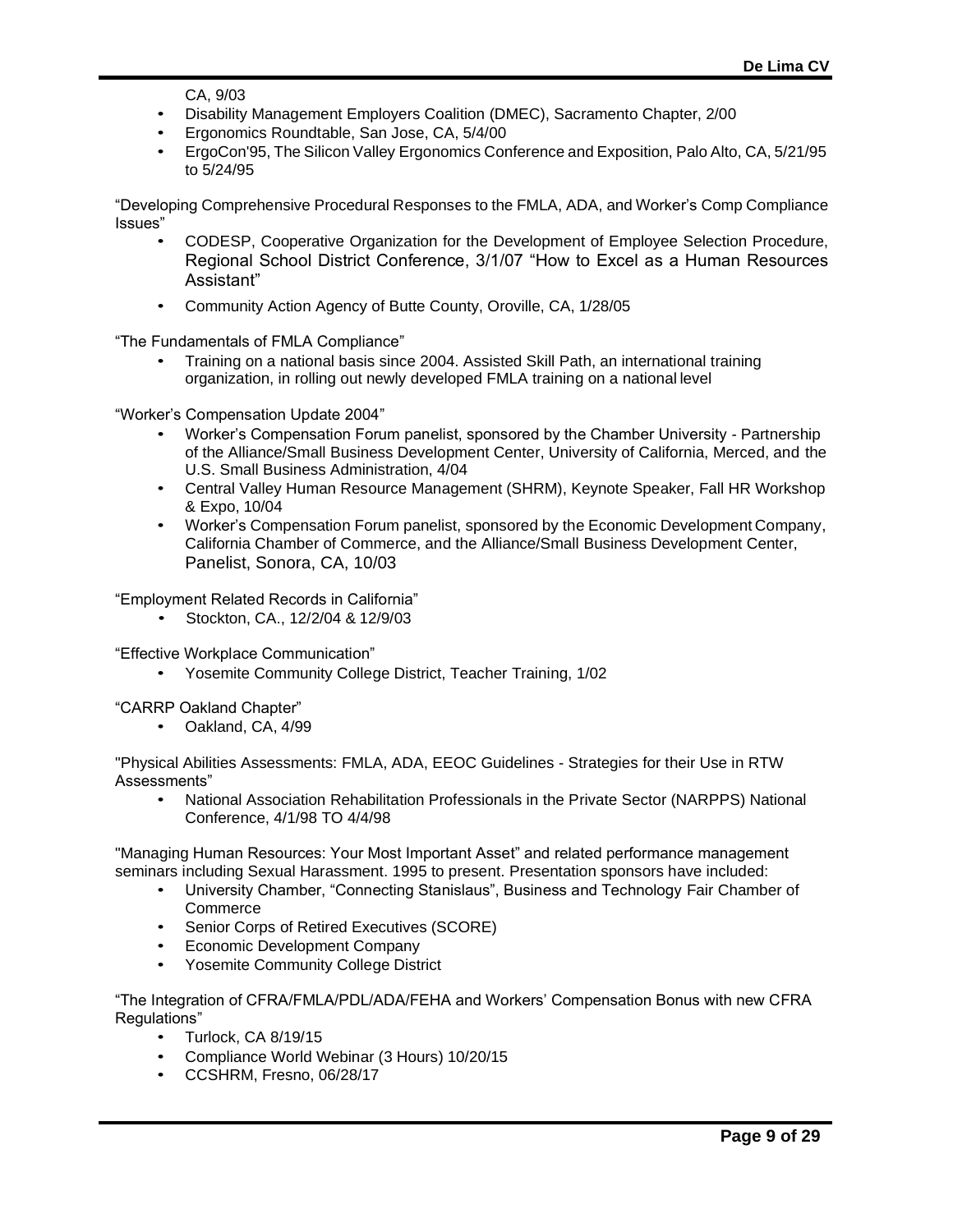CA, 9/03

- Disability Management Employers Coalition (DMEC), Sacramento Chapter, 2/00
- Ergonomics Roundtable, San Jose, CA, 5/4/00
- ErgoCon'95, The Silicon Valley Ergonomics Conference and Exposition, Palo Alto, CA, 5/21/95 to 5/24/95

"Developing Comprehensive Procedural Responses to the FMLA, ADA, and Worker's Comp Compliance Issues"

- CODESP, Cooperative Organization for the Development of Employee Selection Procedure, Regional School District Conference, 3/1/07 "How to Excel as a Human Resources Assistant"
- Community Action Agency of Butte County, Oroville, CA, 1/28/05

"The Fundamentals of FMLA Compliance"

- Training on a national basis since 2004. Assisted Skill Path, an international training organization, in rolling out newly developed FMLA training on a national level

"Worker's Compensation Update 2004"

- Worker's Compensation Forum panelist, sponsored by the Chamber University - Partnership of the Alliance/Small Business Development Center, University of California, Merced, and the U.S. Small Business Administration, 4/04
- Central Valley Human Resource Management (SHRM), Keynote Speaker, Fall HR Workshop & Expo, 10/04
- Worker's Compensation Forum panelist, sponsored by the Economic Development Company, California Chamber of Commerce, and the Alliance/Small Business Development Center, Panelist, Sonora, CA, 10/03

"Employment Related Records in California"

- Stockton, CA., 12/2/04 & 12/9/03

"Effective Workplace Communication"

- Yosemite Community College District, Teacher Training, 1/02

"CARRP Oakland Chapter"

- Oakland, CA, 4/99

"Physical Abilities Assessments: FMLA, ADA, EEOC Guidelines - Strategies for their Use in RTW Assessments"

- National Association Rehabilitation Professionals in the Private Sector (NARPPS) National Conference, 4/1/98 TO 4/4/98

"Managing Human Resources: Your Most Important Asset" and related performance management seminars including Sexual Harassment. 1995 to present. Presentation sponsors have included:

- University Chamber, "Connecting Stanislaus", Business and Technology Fair Chamber of Commerce
- Senior Corps of Retired Executives (SCORE)
- Economic Development Company
- Yosemite Community College District

"The Integration of CFRA/FMLA/PDL/ADA/FEHA and Workers' Compensation Bonus with new CFRA Regulations"

- Turlock, CA 8/19/15
- Compliance World Webinar (3 Hours) 10/20/15
- CCSHRM, Fresno, 06/28/17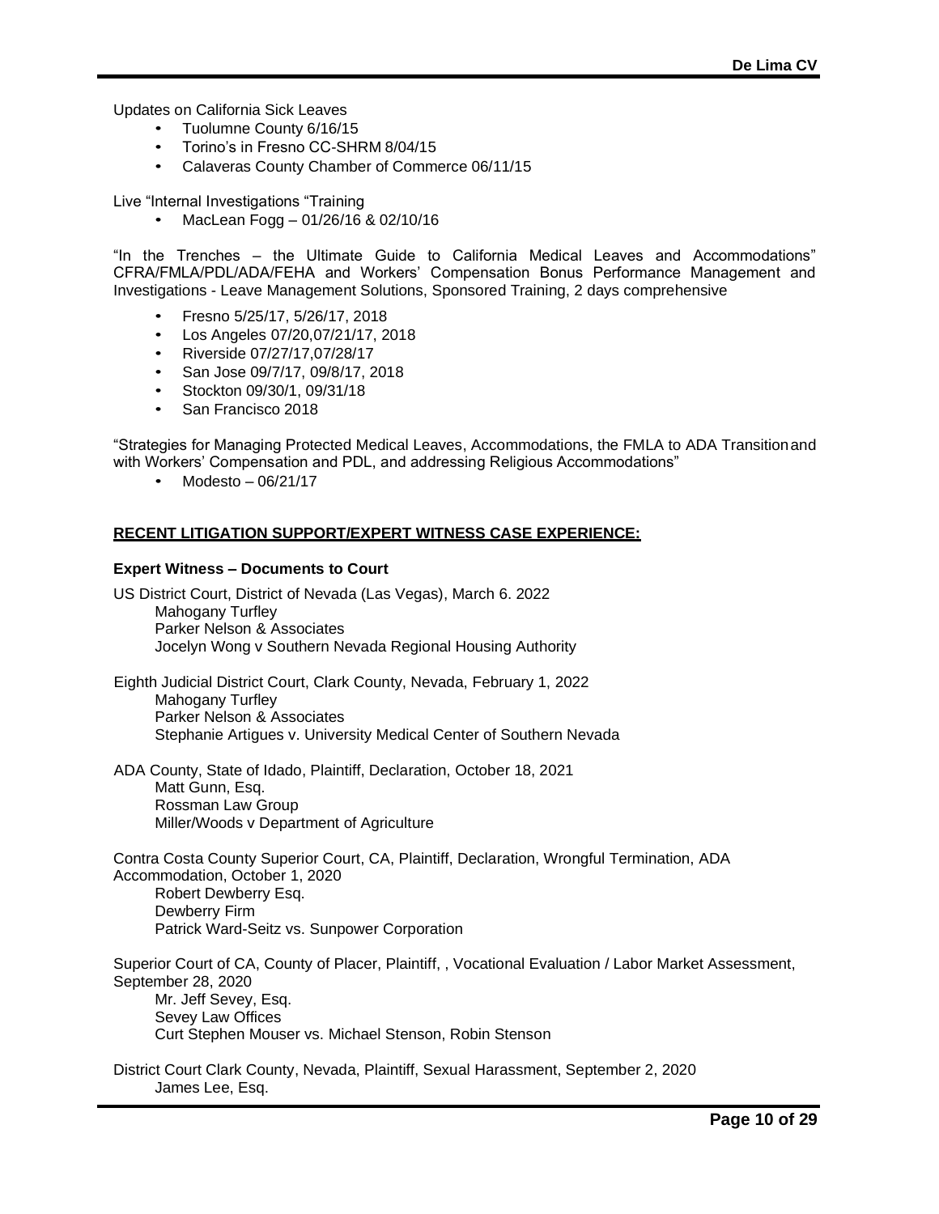Updates on California Sick Leaves

- Tuolumne County 6/16/15
- Torino's in Fresno CC-SHRM 8/04/15
- Calaveras County Chamber of Commerce 06/11/15

Live "Internal Investigations "Training

- MacLean Fogg – 01/26/16 & 02/10/16

"In the Trenches – the Ultimate Guide to California Medical Leaves and Accommodations" CFRA/FMLA/PDL/ADA/FEHA and Workers' Compensation Bonus Performance Management and Investigations - Leave Management Solutions, Sponsored Training, 2 days comprehensive

- Fresno 5/25/17, 5/26/17, 2018
- Los Angeles 07/20,07/21/17, 2018
- Riverside 07/27/17,07/28/17
- San Jose 09/7/17, 09/8/17, 2018
- Stockton 09/30/1, 09/31/18
- San Francisco 2018

"Strategies for Managing Protected Medical Leaves, Accommodations, the FMLA to ADA Transition and with Workers' Compensation and PDL, and addressing Religious Accommodations"

- Modesto – 06/21/17

**RECENT LITIGATION SUPPORT/EXPERT WITNESS CASE EXPERIENCE:**

**Expert Witness – Documents to Court**

US District Court, District of Nevada (Las Vegas), March 6. 2022
Mahogany Turfley
Parker Nelson & Associates
Jocelyn Wong v Southern Nevada Regional Housing Authority

Eighth Judicial District Court, Clark County, Nevada, February 1, 2022
Mahogany Turfley
Parker Nelson & Associates
Stephanie Artigues v. University Medical Center of Southern Nevada

ADA County, State of Idado, Plaintiff, Declaration, October 18, 2021
Matt Gunn, Esq.
Rossman Law Group
Miller/Woods v Department of Agriculture

Contra Costa County Superior Court, CA, Plaintiff, Declaration, Wrongful Termination, ADA Accommodation, October 1, 2020
Robert Dewberry Esq.
Dewberry Firm
Patrick Ward-Seitz vs. Sunpower Corporation

Superior Court of CA, County of Placer, Plaintiff, , Vocational Evaluation / Labor Market Assessment, September 28, 2020
Mr. Jeff Sevey, Esq.
Sevey Law Offices
Curt Stephen Mouser vs. Michael Stenson, Robin Stenson

District Court Clark County, Nevada, Plaintiff, Sexual Harassment, September 2, 2020
James Lee, Esq.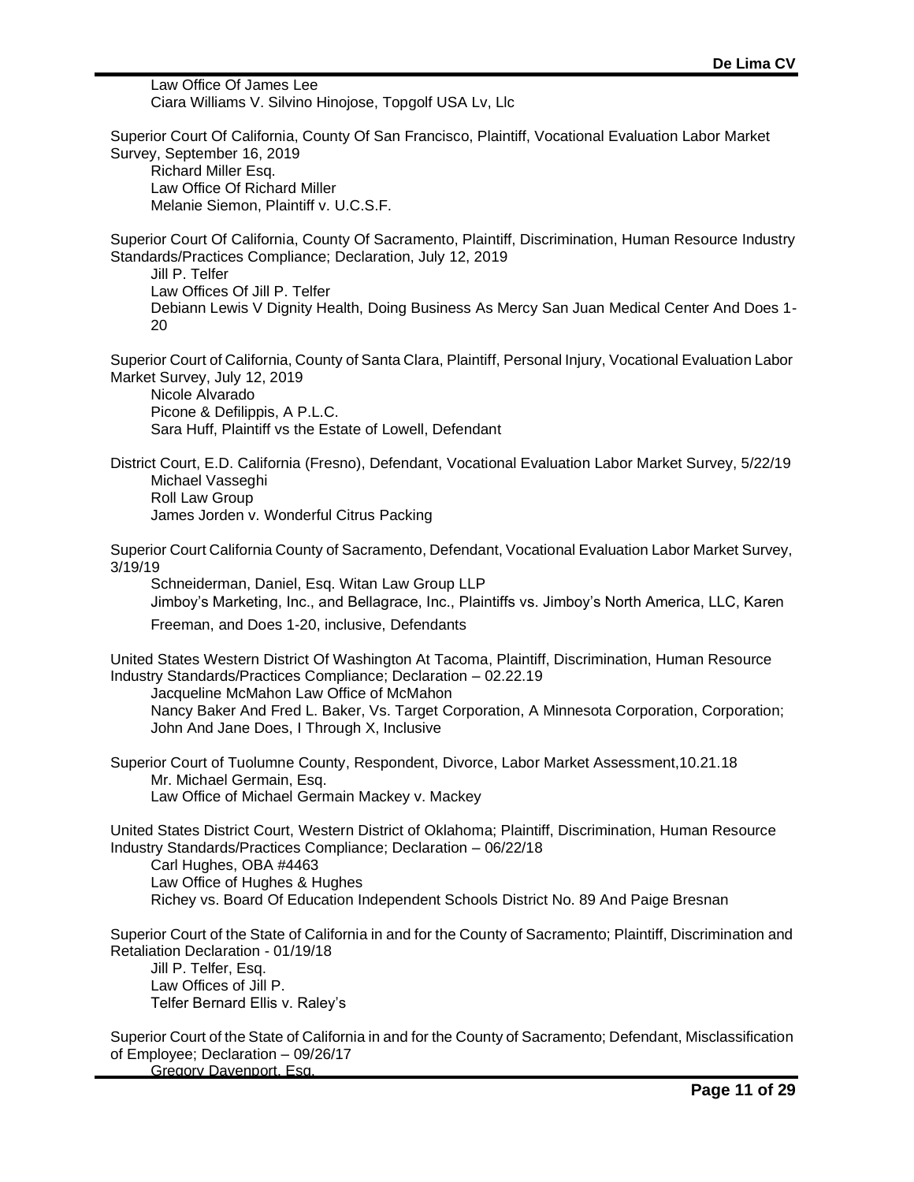Law Office Of James Lee
Ciara Williams V. Silvino Hinojose, Topgolf USA Lv, Llc

Superior Court Of California, County Of San Francisco, Plaintiff, Vocational Evaluation Labor Market Survey, September 16, 2019
Richard Miller Esq.
Law Office Of Richard Miller
Melanie Siemon, Plaintiff v. U.C.S.F.

Superior Court Of California, County Of Sacramento, Plaintiff, Discrimination, Human Resource Industry Standards/Practices Compliance; Declaration, July 12, 2019
Jill P. Telfer
Law Offices Of Jill P. Telfer
Debiann Lewis V Dignity Health, Doing Business As Mercy San Juan Medical Center And Does 1-20

Superior Court of California, County of Santa Clara, Plaintiff, Personal Injury, Vocational Evaluation Labor Market Survey, July 12, 2019
Nicole Alvarado
Picone & Defilippis, A P.L.C.
Sara Huff, Plaintiff vs the Estate of Lowell, Defendant

District Court, E.D. California (Fresno), Defendant, Vocational Evaluation Labor Market Survey, 5/22/19
Michael Vasseghi
Roll Law Group
James Jorden v. Wonderful Citrus Packing

Superior Court California County of Sacramento, Defendant, Vocational Evaluation Labor Market Survey, 3/19/19
Schneiderman, Daniel, Esq. Witan Law Group LLP
Jimboy's Marketing, Inc., and Bellagrace, Inc., Plaintiffs vs. Jimboy's North America, LLC, Karen Freeman, and Does 1-20, inclusive, Defendants

United States Western District Of Washington At Tacoma, Plaintiff, Discrimination, Human Resource Industry Standards/Practices Compliance; Declaration – 02.22.19
Jacqueline McMahon Law Office of McMahon
Nancy Baker And Fred L. Baker, Vs. Target Corporation, A Minnesota Corporation, Corporation; John And Jane Does, I Through X, Inclusive

Superior Court of Tuolumne County, Respondent, Divorce, Labor Market Assessment,10.21.18
Mr. Michael Germain, Esq.
Law Office of Michael Germain Mackey v. Mackey

United States District Court, Western District of Oklahoma; Plaintiff, Discrimination, Human Resource Industry Standards/Practices Compliance; Declaration – 06/22/18
Carl Hughes, OBA #4463
Law Office of Hughes & Hughes
Richey vs. Board Of Education Independent Schools District No. 89 And Paige Bresnan

Superior Court of the State of California in and for the County of Sacramento; Plaintiff, Discrimination and Retaliation Declaration - 01/19/18
Jill P. Telfer, Esq.
Law Offices of Jill P.
Telfer Bernard Ellis v. Raley's

Superior Court of the State of California in and for the County of Sacramento; Defendant, Misclassification of Employee; Declaration – 09/26/17
Gregory Davenport, Esq.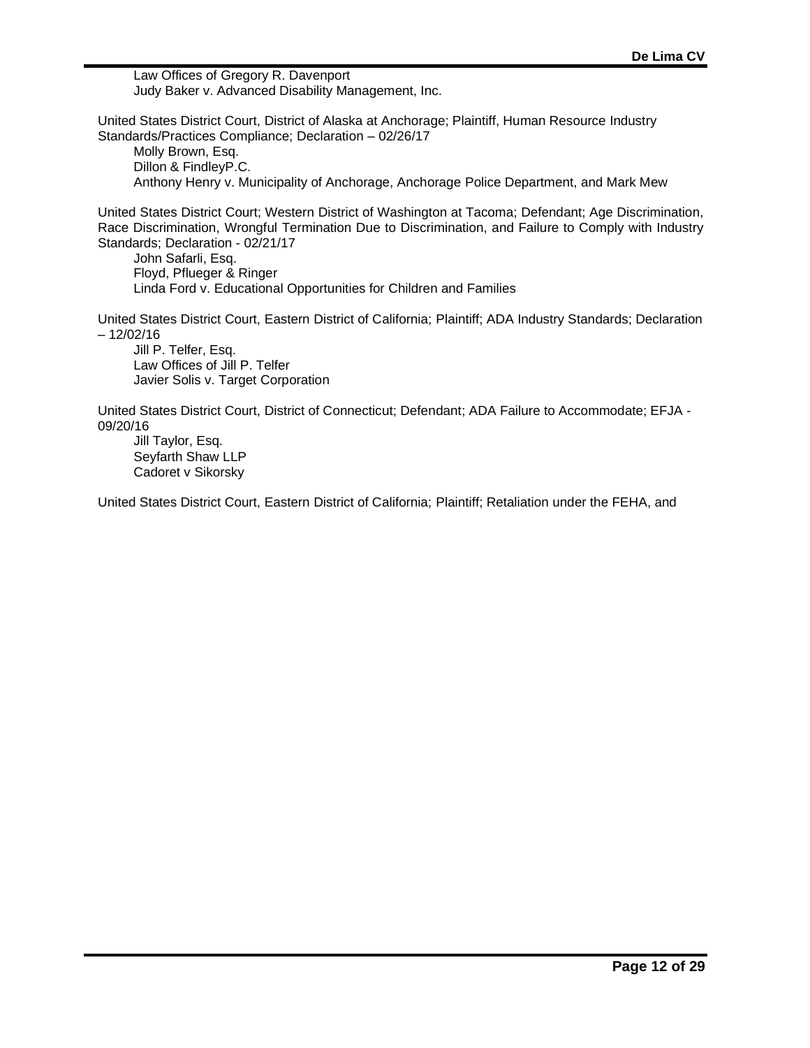Law Offices of Gregory R. Davenport
Judy Baker v. Advanced Disability Management, Inc.

United States District Court, District of Alaska at Anchorage; Plaintiff, Human Resource Industry Standards/Practices Compliance; Declaration – 02/26/17
Molly Brown, Esq.
Dillon & FindleyP.C.
Anthony Henry v. Municipality of Anchorage, Anchorage Police Department, and Mark Mew

United States District Court; Western District of Washington at Tacoma; Defendant; Age Discrimination, Race Discrimination, Wrongful Termination Due to Discrimination, and Failure to Comply with Industry Standards; Declaration - 02/21/17
John Safarli, Esq.
Floyd, Pflueger & Ringer
Linda Ford v. Educational Opportunities for Children and Families

United States District Court, Eastern District of California; Plaintiff; ADA Industry Standards; Declaration – 12/02/16
Jill P. Telfer, Esq.
Law Offices of Jill P. Telfer
Javier Solis v. Target Corporation

United States District Court, District of Connecticut; Defendant; ADA Failure to Accommodate; EFJA - 09/20/16
Jill Taylor, Esq.
Seyfarth Shaw LLP
Cadoret v Sikorsky

United States District Court, Eastern District of California; Plaintiff; Retaliation under the FEHA, and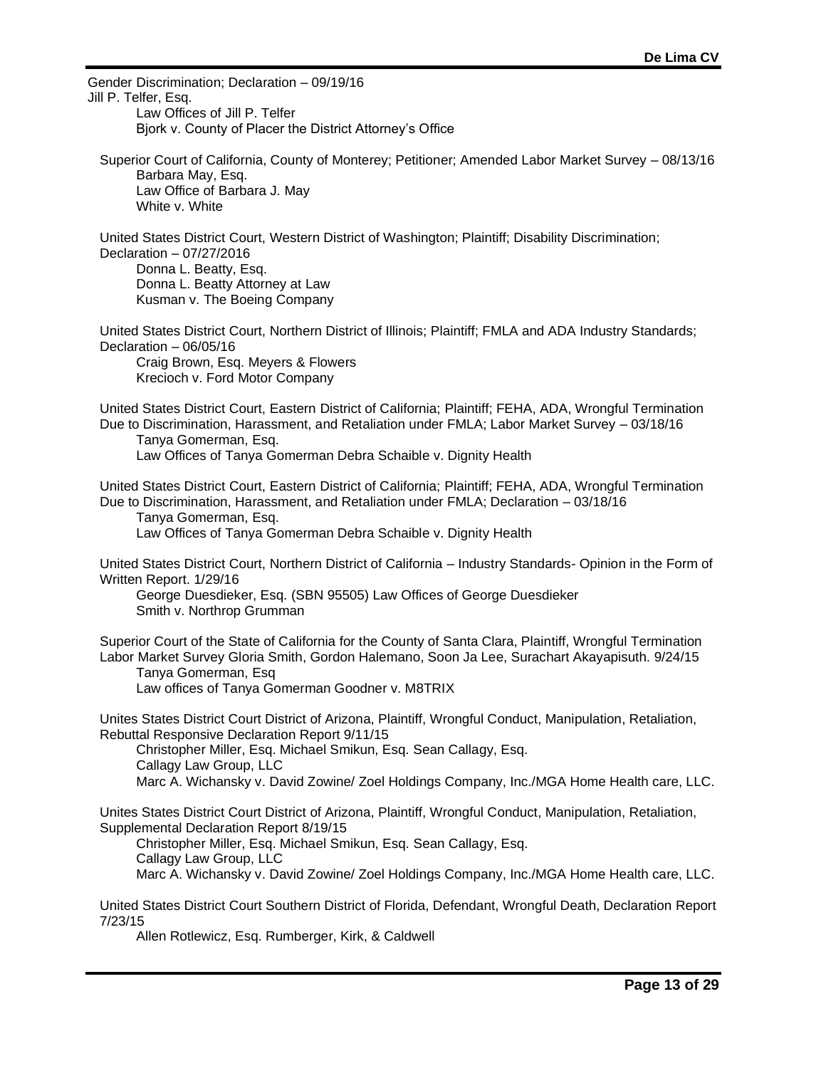Gender Discrimination; Declaration – 09/19/16
Jill P. Telfer, Esq.
Law Offices of Jill P. Telfer
Bjork v. County of Placer the District Attorney's Office

Superior Court of California, County of Monterey; Petitioner; Amended Labor Market Survey – 08/13/16
Barbara May, Esq.
Law Office of Barbara J. May
White v. White

United States District Court, Western District of Washington; Plaintiff; Disability Discrimination; Declaration – 07/27/2016
Donna L. Beatty, Esq.
Donna L. Beatty Attorney at Law
Kusman v. The Boeing Company

United States District Court, Northern District of Illinois; Plaintiff; FMLA and ADA Industry Standards; Declaration – 06/05/16
Craig Brown, Esq. Meyers & Flowers
Krecioch v. Ford Motor Company

United States District Court, Eastern District of California; Plaintiff; FEHA, ADA, Wrongful Termination Due to Discrimination, Harassment, and Retaliation under FMLA; Labor Market Survey – 03/18/16
Tanya Gomerman, Esq.
Law Offices of Tanya Gomerman Debra Schaible v. Dignity Health

United States District Court, Eastern District of California; Plaintiff; FEHA, ADA, Wrongful Termination Due to Discrimination, Harassment, and Retaliation under FMLA; Declaration – 03/18/16
Tanya Gomerman, Esq.
Law Offices of Tanya Gomerman Debra Schaible v. Dignity Health

United States District Court, Northern District of California – Industry Standards- Opinion in the Form of Written Report. 1/29/16
George Duesdieker, Esq. (SBN 95505) Law Offices of George Duesdieker
Smith v. Northrop Grumman

Superior Court of the State of California for the County of Santa Clara, Plaintiff, Wrongful Termination Labor Market Survey Gloria Smith, Gordon Halemano, Soon Ja Lee, Surachart Akayapisuth. 9/24/15
Tanya Gomerman, Esq
Law offices of Tanya Gomerman Goodner v. M8TRIX

Unites States District Court District of Arizona, Plaintiff, Wrongful Conduct, Manipulation, Retaliation, Rebuttal Responsive Declaration Report 9/11/15
Christopher Miller, Esq. Michael Smikun, Esq. Sean Callagy, Esq.
Callagy Law Group, LLC
Marc A. Wichansky v. David Zowine/ Zoel Holdings Company, Inc./MGA Home Health care, LLC.

Unites States District Court District of Arizona, Plaintiff, Wrongful Conduct, Manipulation, Retaliation, Supplemental Declaration Report 8/19/15
Christopher Miller, Esq. Michael Smikun, Esq. Sean Callagy, Esq.
Callagy Law Group, LLC
Marc A. Wichansky v. David Zowine/ Zoel Holdings Company, Inc./MGA Home Health care, LLC.

United States District Court Southern District of Florida, Defendant, Wrongful Death, Declaration Report 7/23/15
Allen Rotlewicz, Esq. Rumberger, Kirk, & Caldwell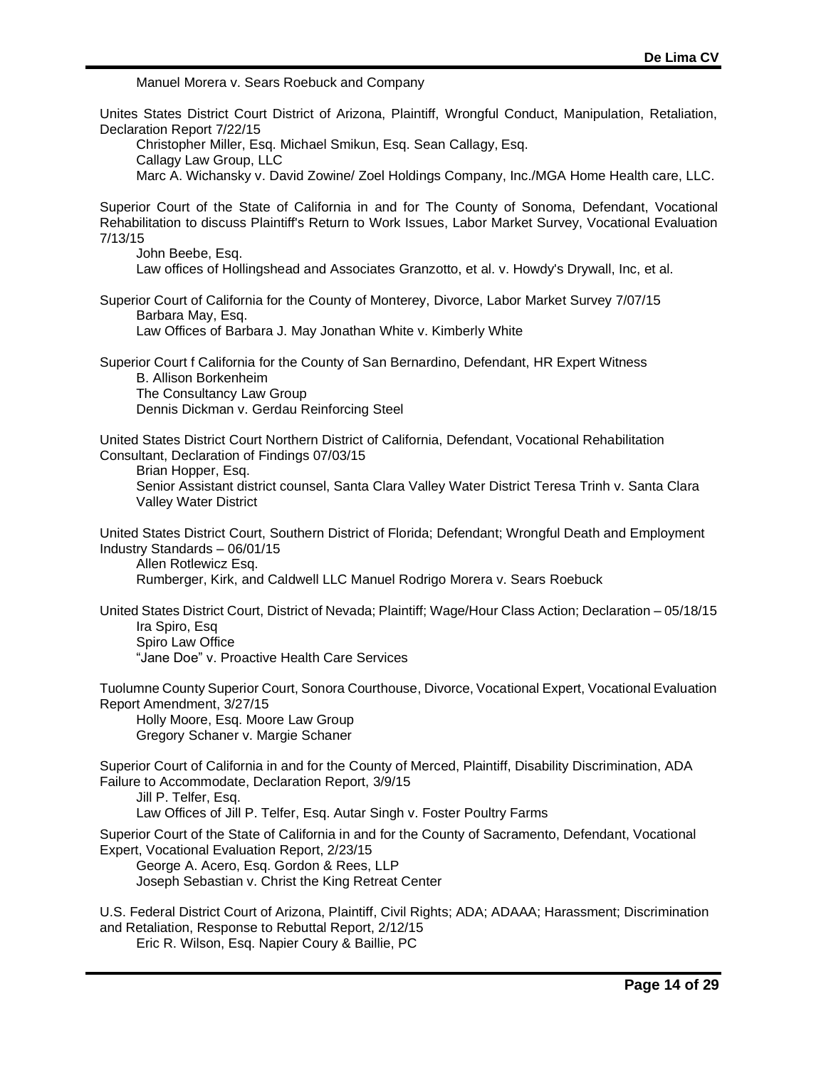Manuel Morera v. Sears Roebuck and Company

Unites States District Court District of Arizona, Plaintiff, Wrongful Conduct, Manipulation, Retaliation, Declaration Report 7/22/15
Christopher Miller, Esq. Michael Smikun, Esq. Sean Callagy, Esq.
Callagy Law Group, LLC
Marc A. Wichansky v. David Zowine/ Zoel Holdings Company, Inc./MGA Home Health care, LLC.

Superior Court of the State of California in and for The County of Sonoma, Defendant, Vocational Rehabilitation to discuss Plaintiff's Return to Work Issues, Labor Market Survey, Vocational Evaluation 7/13/15
John Beebe, Esq.
Law offices of Hollingshead and Associates Granzotto, et al. v. Howdy's Drywall, Inc, et al.

Superior Court of California for the County of Monterey, Divorce, Labor Market Survey 7/07/15
Barbara May, Esq.
Law Offices of Barbara J. May Jonathan White v. Kimberly White

Superior Court f California for the County of San Bernardino, Defendant, HR Expert Witness
B. Allison Borkenheim
The Consultancy Law Group
Dennis Dickman v. Gerdau Reinforcing Steel

United States District Court Northern District of California, Defendant, Vocational Rehabilitation Consultant, Declaration of Findings 07/03/15
Brian Hopper, Esq.
Senior Assistant district counsel, Santa Clara Valley Water District Teresa Trinh v. Santa Clara Valley Water District

United States District Court, Southern District of Florida; Defendant; Wrongful Death and Employment Industry Standards – 06/01/15
Allen Rotlewicz Esq.
Rumberger, Kirk, and Caldwell LLC Manuel Rodrigo Morera v. Sears Roebuck

United States District Court, District of Nevada; Plaintiff; Wage/Hour Class Action; Declaration – 05/18/15
Ira Spiro, Esq
Spiro Law Office
"Jane Doe" v. Proactive Health Care Services

Tuolumne County Superior Court, Sonora Courthouse, Divorce, Vocational Expert, Vocational Evaluation Report Amendment, 3/27/15
Holly Moore, Esq. Moore Law Group
Gregory Schaner v. Margie Schaner

Superior Court of California in and for the County of Merced, Plaintiff, Disability Discrimination, ADA Failure to Accommodate, Declaration Report, 3/9/15
Jill P. Telfer, Esq.
Law Offices of Jill P. Telfer, Esq. Autar Singh v. Foster Poultry Farms

Superior Court of the State of California in and for the County of Sacramento, Defendant, Vocational Expert, Vocational Evaluation Report, 2/23/15
George A. Acero, Esq. Gordon & Rees, LLP
Joseph Sebastian v. Christ the King Retreat Center

U.S. Federal District Court of Arizona, Plaintiff, Civil Rights; ADA; ADAAA; Harassment; Discrimination and Retaliation, Response to Rebuttal Report, 2/12/15
Eric R. Wilson, Esq. Napier Coury & Baillie, PC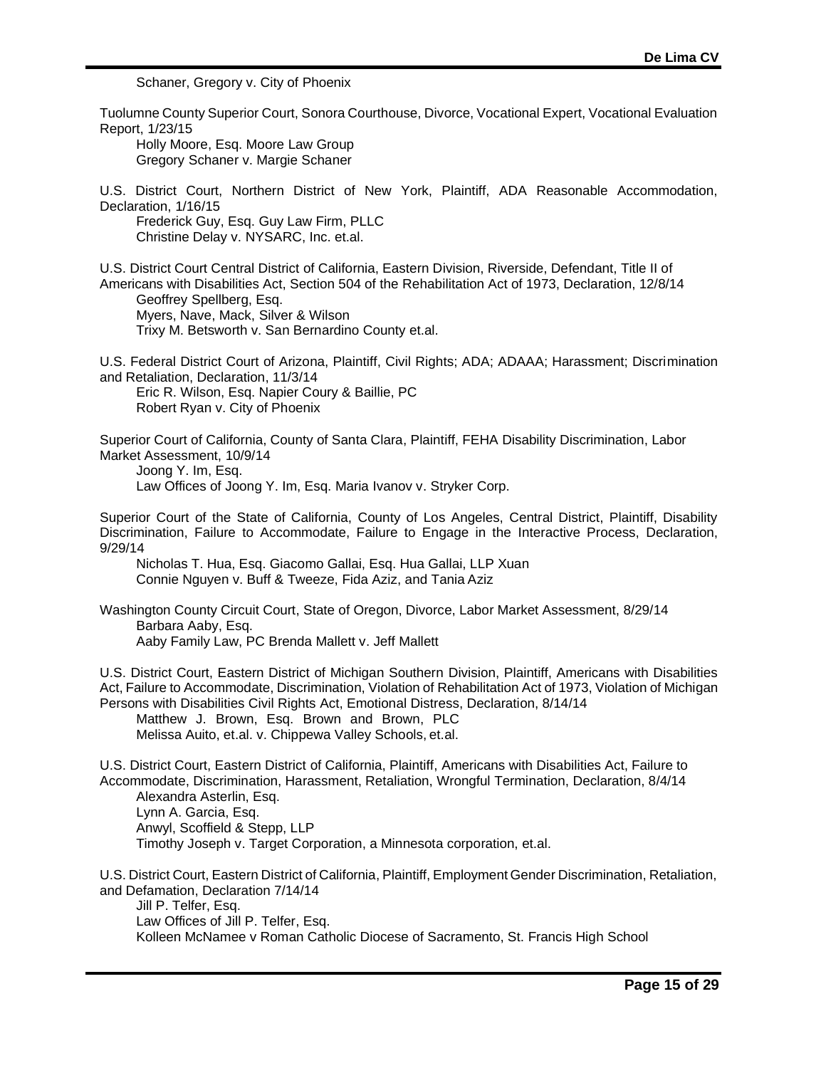Schaner, Gregory v. City of Phoenix

Tuolumne County Superior Court, Sonora Courthouse, Divorce, Vocational Expert, Vocational Evaluation Report, 1/23/15

Holly Moore, Esq. Moore Law Group
Gregory Schaner v. Margie Schaner

U.S. District Court, Northern District of New York, Plaintiff, ADA Reasonable Accommodation, Declaration, 1/16/15

Frederick Guy, Esq. Guy Law Firm, PLLC
Christine Delay v. NYSARC, Inc. et.al.

U.S. District Court Central District of California, Eastern Division, Riverside, Defendant, Title II of Americans with Disabilities Act, Section 504 of the Rehabilitation Act of 1973, Declaration, 12/8/14

Geoffrey Spellberg, Esq.
Myers, Nave, Mack, Silver & Wilson
Trixy M. Betsworth v. San Bernardino County et.al.

U.S. Federal District Court of Arizona, Plaintiff, Civil Rights; ADA; ADAAA; Harassment; Discrimination and Retaliation, Declaration, 11/3/14

Eric R. Wilson, Esq. Napier Coury & Baillie, PC
Robert Ryan v. City of Phoenix

Superior Court of California, County of Santa Clara, Plaintiff, FEHA Disability Discrimination, Labor Market Assessment, 10/9/14

Joong Y. Im, Esq.
Law Offices of Joong Y. Im, Esq. Maria Ivanov v. Stryker Corp.

Superior Court of the State of California, County of Los Angeles, Central District, Plaintiff, Disability Discrimination, Failure to Accommodate, Failure to Engage in the Interactive Process, Declaration, 9/29/14

Nicholas T. Hua, Esq. Giacomo Gallai, Esq. Hua Gallai, LLP Xuan
Connie Nguyen v. Buff & Tweeze, Fida Aziz, and Tania Aziz

Washington County Circuit Court, State of Oregon, Divorce, Labor Market Assessment, 8/29/14

Barbara Aaby, Esq.
Aaby Family Law, PC Brenda Mallett v. Jeff Mallett

U.S. District Court, Eastern District of Michigan Southern Division, Plaintiff, Americans with Disabilities Act, Failure to Accommodate, Discrimination, Violation of Rehabilitation Act of 1973, Violation of Michigan Persons with Disabilities Civil Rights Act, Emotional Distress, Declaration, 8/14/14

Matthew J. Brown, Esq. Brown and Brown, PLC
Melissa Auito, et.al. v. Chippewa Valley Schools, et.al.

U.S. District Court, Eastern District of California, Plaintiff, Americans with Disabilities Act, Failure to Accommodate, Discrimination, Harassment, Retaliation, Wrongful Termination, Declaration, 8/4/14

Alexandra Asterlin, Esq.
Lynn A. Garcia, Esq.
Anwyl, Scoffield & Stepp, LLP
Timothy Joseph v. Target Corporation, a Minnesota corporation, et.al.

U.S. District Court, Eastern District of California, Plaintiff, Employment Gender Discrimination, Retaliation, and Defamation, Declaration 7/14/14

Jill P. Telfer, Esq.
Law Offices of Jill P. Telfer, Esq.
Kolleen McNamee v Roman Catholic Diocese of Sacramento, St. Francis High School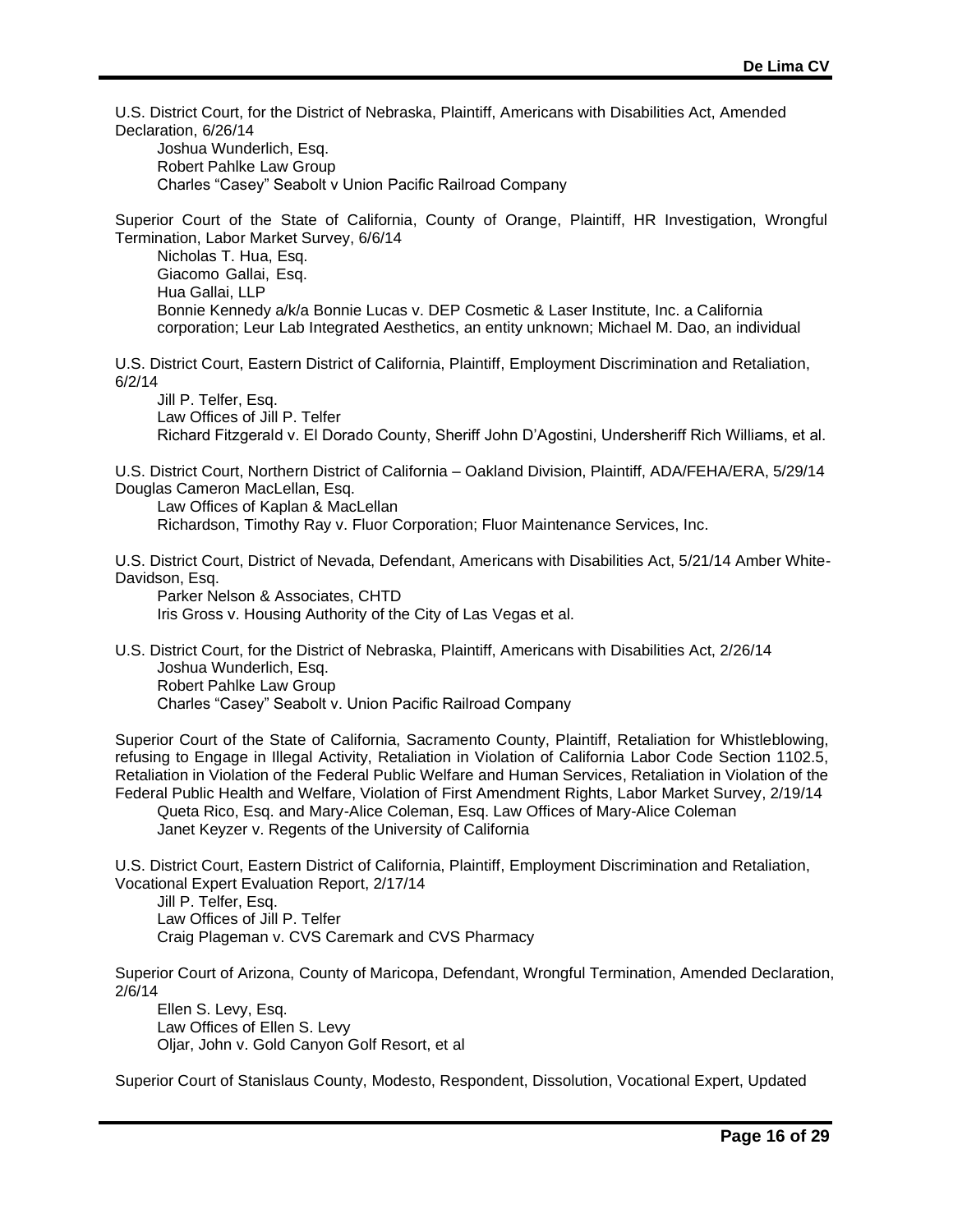U.S. District Court, for the District of Nebraska, Plaintiff, Americans with Disabilities Act, Amended Declaration, 6/26/14

Joshua Wunderlich, Esq.
Robert Pahlke Law Group
Charles "Casey" Seabolt v Union Pacific Railroad Company

Superior Court of the State of California, County of Orange, Plaintiff, HR Investigation, Wrongful Termination, Labor Market Survey, 6/6/14

Nicholas T. Hua, Esq.
Giacomo Gallai, Esq.
Hua Gallai, LLP
Bonnie Kennedy a/k/a Bonnie Lucas v. DEP Cosmetic & Laser Institute, Inc. a California corporation; Leur Lab Integrated Aesthetics, an entity unknown; Michael M. Dao, an individual

U.S. District Court, Eastern District of California, Plaintiff, Employment Discrimination and Retaliation, 6/2/14

Jill P. Telfer, Esq.
Law Offices of Jill P. Telfer
Richard Fitzgerald v. El Dorado County, Sheriff John D'Agostini, Undersheriff Rich Williams, et al.

U.S. District Court, Northern District of California – Oakland Division, Plaintiff, ADA/FEHA/ERA, 5/29/14 Douglas Cameron MacLellan, Esq.

Law Offices of Kaplan & MacLellan
Richardson, Timothy Ray v. Fluor Corporation; Fluor Maintenance Services, Inc.

U.S. District Court, District of Nevada, Defendant, Americans with Disabilities Act, 5/21/14 Amber White-Davidson, Esq.

Parker Nelson & Associates, CHTD
Iris Gross v. Housing Authority of the City of Las Vegas et al.

U.S. District Court, for the District of Nebraska, Plaintiff, Americans with Disabilities Act, 2/26/14

Joshua Wunderlich, Esq.
Robert Pahlke Law Group
Charles "Casey" Seabolt v. Union Pacific Railroad Company

Superior Court of the State of California, Sacramento County, Plaintiff, Retaliation for Whistleblowing, refusing to Engage in Illegal Activity, Retaliation in Violation of California Labor Code Section 1102.5, Retaliation in Violation of the Federal Public Welfare and Human Services, Retaliation in Violation of the Federal Public Health and Welfare, Violation of First Amendment Rights, Labor Market Survey, 2/19/14

Queta Rico, Esq. and Mary-Alice Coleman, Esq. Law Offices of Mary-Alice Coleman
Janet Keyzer v. Regents of the University of California

U.S. District Court, Eastern District of California, Plaintiff, Employment Discrimination and Retaliation, Vocational Expert Evaluation Report, 2/17/14

Jill P. Telfer, Esq.
Law Offices of Jill P. Telfer
Craig Plageman v. CVS Caremark and CVS Pharmacy

Superior Court of Arizona, County of Maricopa, Defendant, Wrongful Termination, Amended Declaration, 2/6/14

Ellen S. Levy, Esq.
Law Offices of Ellen S. Levy
Oljar, John v. Gold Canyon Golf Resort, et al

Superior Court of Stanislaus County, Modesto, Respondent, Dissolution, Vocational Expert, Updated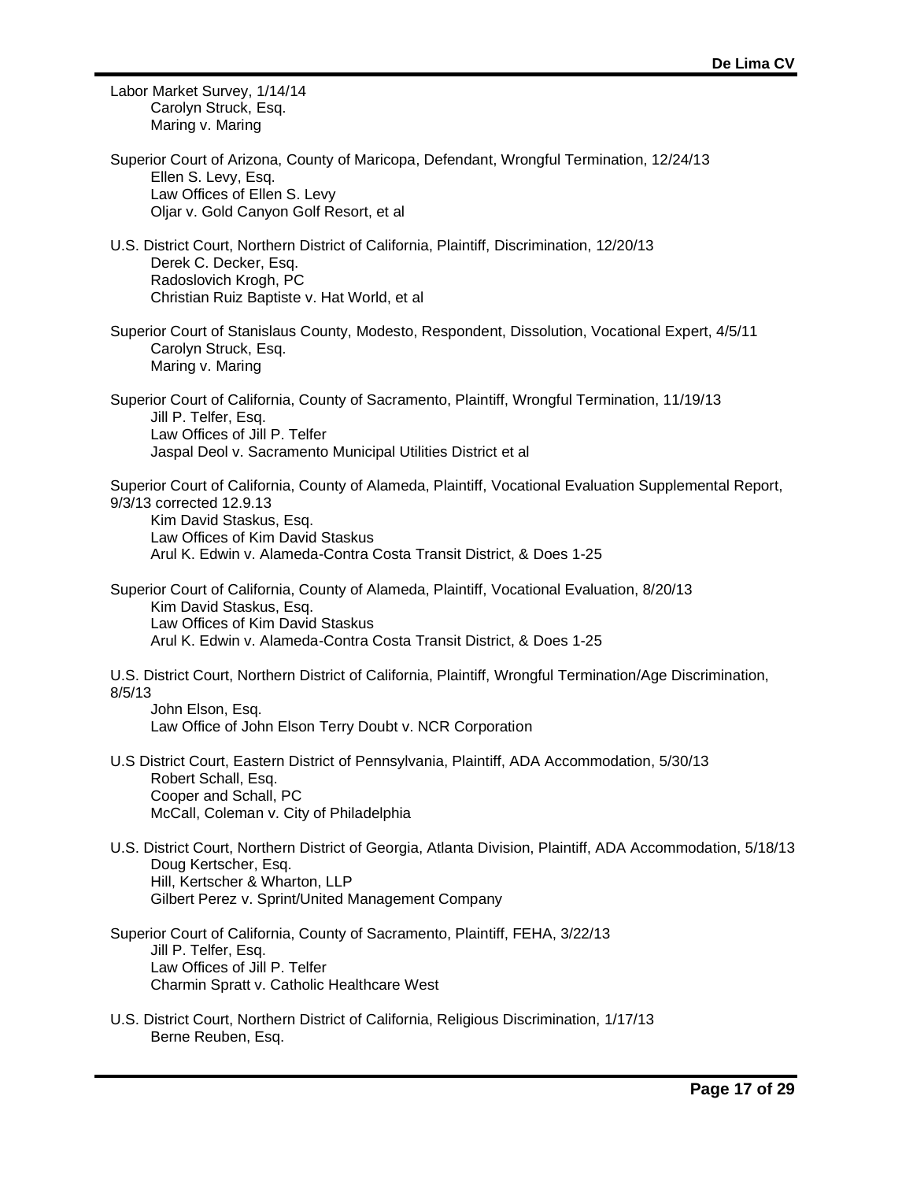Labor Market Survey, 1/14/14
    Carolyn Struck, Esq.
    Maring v. Maring

Superior Court of Arizona, County of Maricopa, Defendant, Wrongful Termination, 12/24/13
    Ellen S. Levy, Esq.
    Law Offices of Ellen S. Levy
    Oljar v. Gold Canyon Golf Resort, et al

U.S. District Court, Northern District of California, Plaintiff, Discrimination, 12/20/13
    Derek C. Decker, Esq.
    Radoslovich Krogh, PC
    Christian Ruiz Baptiste v. Hat World, et al

Superior Court of Stanislaus County, Modesto, Respondent, Dissolution, Vocational Expert, 4/5/11
    Carolyn Struck, Esq.
    Maring v. Maring

Superior Court of California, County of Sacramento, Plaintiff, Wrongful Termination, 11/19/13
    Jill P. Telfer, Esq.
    Law Offices of Jill P. Telfer
    Jaspal Deol v. Sacramento Municipal Utilities District et al

Superior Court of California, County of Alameda, Plaintiff, Vocational Evaluation Supplemental Report, 9/3/13 corrected 12.9.13
    Kim David Staskus, Esq.
    Law Offices of Kim David Staskus
    Arul K. Edwin v. Alameda-Contra Costa Transit District, & Does 1-25

Superior Court of California, County of Alameda, Plaintiff, Vocational Evaluation, 8/20/13
    Kim David Staskus, Esq.
    Law Offices of Kim David Staskus
    Arul K. Edwin v. Alameda-Contra Costa Transit District, & Does 1-25

U.S. District Court, Northern District of California, Plaintiff, Wrongful Termination/Age Discrimination, 8/5/13
    John Elson, Esq.
    Law Office of John Elson Terry Doubt v. NCR Corporation

U.S District Court, Eastern District of Pennsylvania, Plaintiff, ADA Accommodation, 5/30/13
    Robert Schall, Esq.
    Cooper and Schall, PC
    McCall, Coleman v. City of Philadelphia

U.S. District Court, Northern District of Georgia, Atlanta Division, Plaintiff, ADA Accommodation, 5/18/13
    Doug Kertscher, Esq.
    Hill, Kertscher & Wharton, LLP
    Gilbert Perez v. Sprint/United Management Company

Superior Court of California, County of Sacramento, Plaintiff, FEHA, 3/22/13
    Jill P. Telfer, Esq.
    Law Offices of Jill P. Telfer
    Charmin Spratt v. Catholic Healthcare West

U.S. District Court, Northern District of California, Religious Discrimination, 1/17/13
    Berne Reuben, Esq.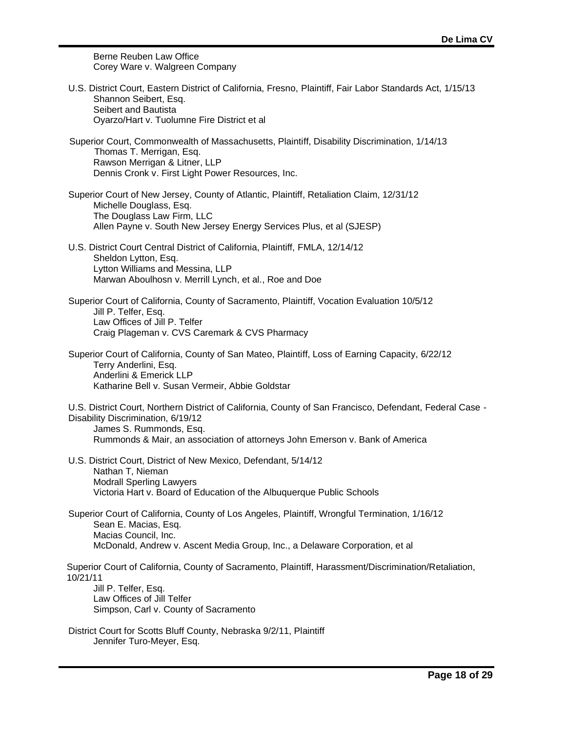Berne Reuben Law Office
Corey Ware v. Walgreen Company

U.S. District Court, Eastern District of California, Fresno, Plaintiff, Fair Labor Standards Act, 1/15/13
Shannon Seibert, Esq.
Seibert and Bautista
Oyarzo/Hart v. Tuolumne Fire District et al

Superior Court, Commonwealth of Massachusetts, Plaintiff, Disability Discrimination, 1/14/13
Thomas T. Merrigan, Esq.
Rawson Merrigan & Litner, LLP
Dennis Cronk v. First Light Power Resources, Inc.

Superior Court of New Jersey, County of Atlantic, Plaintiff, Retaliation Claim, 12/31/12
Michelle Douglass, Esq.
The Douglass Law Firm, LLC
Allen Payne v. South New Jersey Energy Services Plus, et al (SJESP)

U.S. District Court Central District of California, Plaintiff, FMLA, 12/14/12
Sheldon Lytton, Esq.
Lytton Williams and Messina, LLP
Marwan Aboulhosn v. Merrill Lynch, et al., Roe and Doe

Superior Court of California, County of Sacramento, Plaintiff, Vocation Evaluation 10/5/12
Jill P. Telfer, Esq.
Law Offices of Jill P. Telfer
Craig Plageman v. CVS Caremark & CVS Pharmacy

Superior Court of California, County of San Mateo, Plaintiff, Loss of Earning Capacity, 6/22/12
Terry Anderlini, Esq.
Anderlini & Emerick LLP
Katharine Bell v. Susan Vermeir, Abbie Goldstar

U.S. District Court, Northern District of California, County of San Francisco, Defendant, Federal Case - Disability Discrimination, 6/19/12
James S. Rummonds, Esq.
Rummonds & Mair, an association of attorneys John Emerson v. Bank of America

U.S. District Court, District of New Mexico, Defendant, 5/14/12
Nathan T, Nieman
Modrall Sperling Lawyers
Victoria Hart v. Board of Education of the Albuquerque Public Schools

Superior Court of California, County of Los Angeles, Plaintiff, Wrongful Termination, 1/16/12
Sean E. Macias, Esq.
Macias Council, Inc.
McDonald, Andrew v. Ascent Media Group, Inc., a Delaware Corporation, et al

Superior Court of California, County of Sacramento, Plaintiff, Harassment/Discrimination/Retaliation, 10/21/11
Jill P. Telfer, Esq.
Law Offices of Jill Telfer
Simpson, Carl v. County of Sacramento

District Court for Scotts Bluff County, Nebraska 9/2/11, Plaintiff
Jennifer Turo-Meyer, Esq.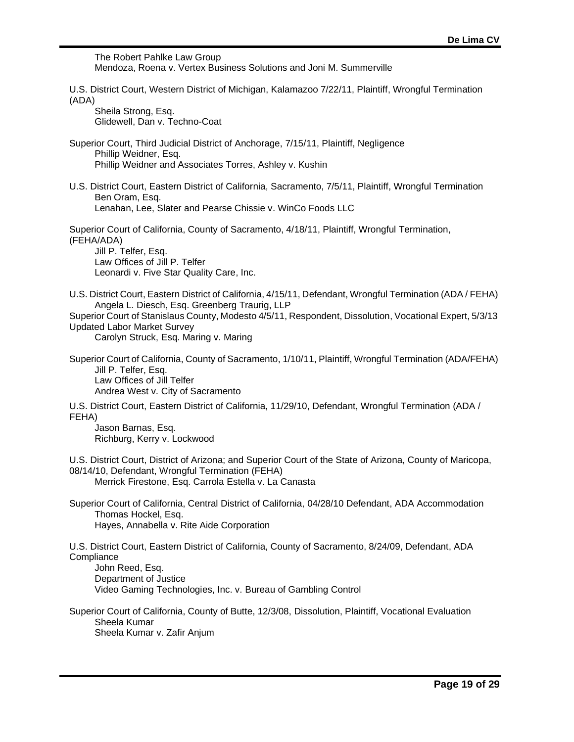The Robert Pahlke Law Group
Mendoza, Roena v. Vertex Business Solutions and Joni M. Summerville

U.S. District Court, Western District of Michigan, Kalamazoo 7/22/11, Plaintiff, Wrongful Termination (ADA)
Sheila Strong, Esq.
Glidewell, Dan v. Techno-Coat

Superior Court, Third Judicial District of Anchorage, 7/15/11, Plaintiff, Negligence
Phillip Weidner, Esq.
Phillip Weidner and Associates Torres, Ashley v. Kushin

U.S. District Court, Eastern District of California, Sacramento, 7/5/11, Plaintiff, Wrongful Termination
Ben Oram, Esq.
Lenahan, Lee, Slater and Pearse Chissie v. WinCo Foods LLC

Superior Court of California, County of Sacramento, 4/18/11, Plaintiff, Wrongful Termination, (FEHA/ADA)
Jill P. Telfer, Esq.
Law Offices of Jill P. Telfer
Leonardi v. Five Star Quality Care, Inc.

U.S. District Court, Eastern District of California, 4/15/11, Defendant, Wrongful Termination (ADA / FEHA)
Angela L. Diesch, Esq. Greenberg Traurig, LLP
Superior Court of Stanislaus County, Modesto 4/5/11, Respondent, Dissolution, Vocational Expert, 5/3/13 Updated Labor Market Survey
Carolyn Struck, Esq. Maring v. Maring

Superior Court of California, County of Sacramento, 1/10/11, Plaintiff, Wrongful Termination (ADA/FEHA)
Jill P. Telfer, Esq.
Law Offices of Jill Telfer
Andrea West v. City of Sacramento

U.S. District Court, Eastern District of California, 11/29/10, Defendant, Wrongful Termination (ADA / FEHA)
Jason Barnas, Esq.
Richburg, Kerry v. Lockwood

U.S. District Court, District of Arizona; and Superior Court of the State of Arizona, County of Maricopa, 08/14/10, Defendant, Wrongful Termination (FEHA)
Merrick Firestone, Esq. Carrola Estella v. La Canasta

Superior Court of California, Central District of California, 04/28/10 Defendant, ADA Accommodation
Thomas Hockel, Esq.
Hayes, Annabella v. Rite Aide Corporation

U.S. District Court, Eastern District of California, County of Sacramento, 8/24/09, Defendant, ADA Compliance
John Reed, Esq.
Department of Justice
Video Gaming Technologies, Inc. v. Bureau of Gambling Control

Superior Court of California, County of Butte, 12/3/08, Dissolution, Plaintiff, Vocational Evaluation
Sheela Kumar
Sheela Kumar v. Zafir Anjum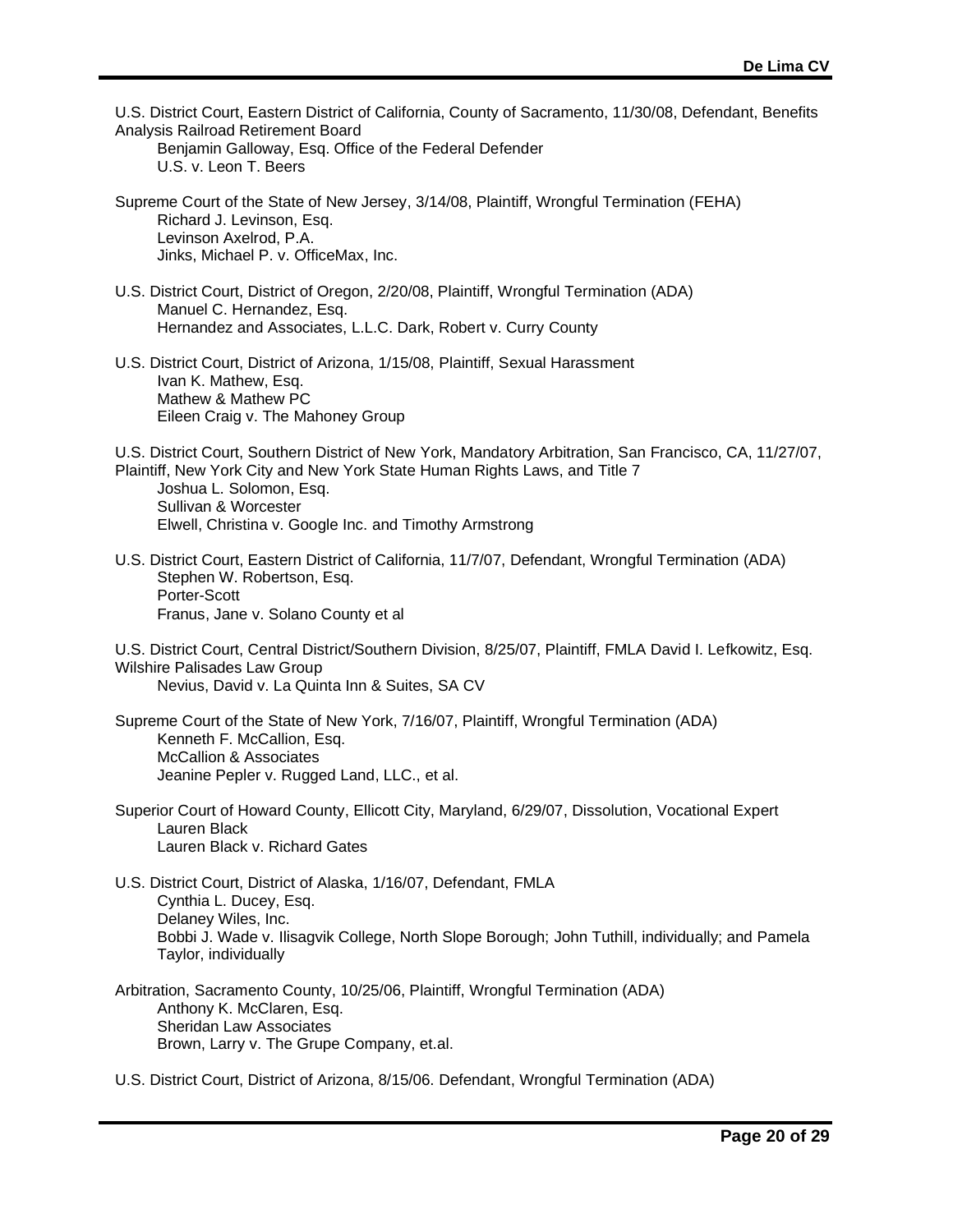U.S. District Court, Eastern District of California, County of Sacramento, 11/30/08, Defendant, Benefits Analysis Railroad Retirement Board

Benjamin Galloway, Esq. Office of the Federal Defender
U.S. v. Leon T. Beers

Supreme Court of the State of New Jersey, 3/14/08, Plaintiff, Wrongful Termination (FEHA)

Richard J. Levinson, Esq.
Levinson Axelrod, P.A.
Jinks, Michael P. v. OfficeMax, Inc.

U.S. District Court, District of Oregon, 2/20/08, Plaintiff, Wrongful Termination (ADA)

Manuel C. Hernandez, Esq.
Hernandez and Associates, L.L.C. Dark, Robert v. Curry County

U.S. District Court, District of Arizona, 1/15/08, Plaintiff, Sexual Harassment

Ivan K. Mathew, Esq.
Mathew & Mathew PC
Eileen Craig v. The Mahoney Group

U.S. District Court, Southern District of New York, Mandatory Arbitration, San Francisco, CA, 11/27/07, Plaintiff, New York City and New York State Human Rights Laws, and Title 7

Joshua L. Solomon, Esq.
Sullivan & Worcester
Elwell, Christina v. Google Inc. and Timothy Armstrong

U.S. District Court, Eastern District of California, 11/7/07, Defendant, Wrongful Termination (ADA)

Stephen W. Robertson, Esq.
Porter-Scott
Franus, Jane v. Solano County et al

U.S. District Court, Central District/Southern Division, 8/25/07, Plaintiff, FMLA David I. Lefkowitz, Esq. Wilshire Palisades Law Group

Nevius, David v. La Quinta Inn & Suites, SA CV

Supreme Court of the State of New York, 7/16/07, Plaintiff, Wrongful Termination (ADA)

Kenneth F. McCallion, Esq.
McCallion & Associates
Jeanine Pepler v. Rugged Land, LLC., et al.

Superior Court of Howard County, Ellicott City, Maryland, 6/29/07, Dissolution, Vocational Expert

Lauren Black
Lauren Black v. Richard Gates

U.S. District Court, District of Alaska, 1/16/07, Defendant, FMLA

Cynthia L. Ducey, Esq.
Delaney Wiles, Inc.
Bobbi J. Wade v. Ilisagvik College, North Slope Borough; John Tuthill, individually; and Pamela Taylor, individually

Arbitration, Sacramento County, 10/25/06, Plaintiff, Wrongful Termination (ADA)

Anthony K. McClaren, Esq.
Sheridan Law Associates
Brown, Larry v. The Grupe Company, et.al.

U.S. District Court, District of Arizona, 8/15/06. Defendant, Wrongful Termination (ADA)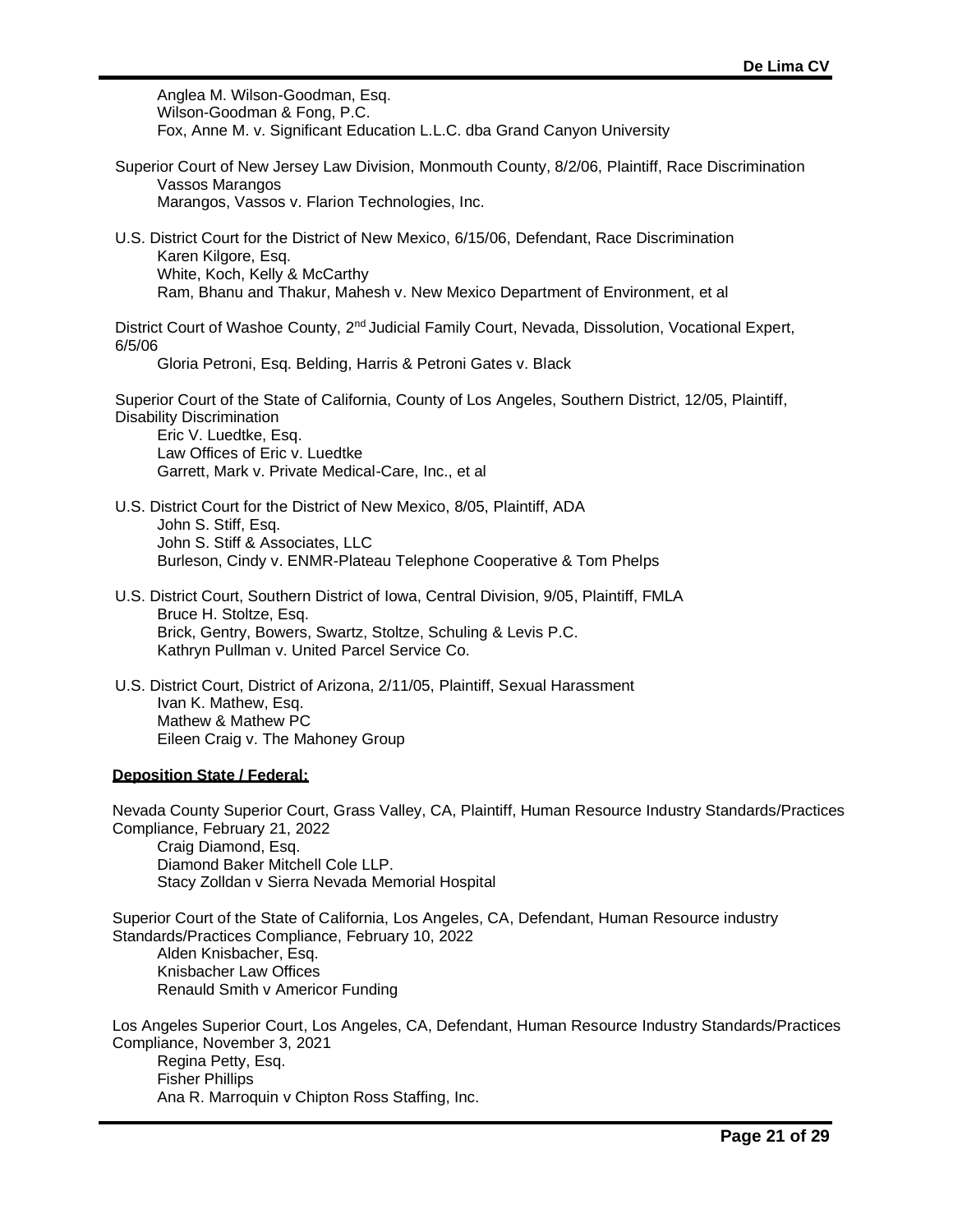Anglea M. Wilson-Goodman, Esq.
Wilson-Goodman & Fong, P.C.
Fox, Anne M. v. Significant Education L.L.C. dba Grand Canyon University

Superior Court of New Jersey Law Division, Monmouth County, 8/2/06, Plaintiff, Race Discrimination
Vassos Marangos
Marangos, Vassos v. Flarion Technologies, Inc.

U.S. District Court for the District of New Mexico, 6/15/06, Defendant, Race Discrimination
Karen Kilgore, Esq.
White, Koch, Kelly & McCarthy
Ram, Bhanu and Thakur, Mahesh v. New Mexico Department of Environment, et al

District Court of Washoe County, 2nd Judicial Family Court, Nevada, Dissolution, Vocational Expert, 6/5/06
Gloria Petroni, Esq. Belding, Harris & Petroni Gates v. Black

Superior Court of the State of California, County of Los Angeles, Southern District, 12/05, Plaintiff, Disability Discrimination
Eric V. Luedtke, Esq.
Law Offices of Eric v. Luedtke
Garrett, Mark v. Private Medical-Care, Inc., et al

U.S. District Court for the District of New Mexico, 8/05, Plaintiff, ADA
John S. Stiff, Esq.
John S. Stiff & Associates, LLC
Burleson, Cindy v. ENMR-Plateau Telephone Cooperative & Tom Phelps

U.S. District Court, Southern District of Iowa, Central Division, 9/05, Plaintiff, FMLA
Bruce H. Stoltze, Esq.
Brick, Gentry, Bowers, Swartz, Stoltze, Schuling & Levis P.C.
Kathryn Pullman v. United Parcel Service Co.

U.S. District Court, District of Arizona, 2/11/05, Plaintiff, Sexual Harassment
Ivan K. Mathew, Esq.
Mathew & Mathew PC
Eileen Craig v. The Mahoney Group

**Deposition State / Federal:**

Nevada County Superior Court, Grass Valley, CA, Plaintiff, Human Resource Industry Standards/Practices Compliance, February 21, 2022
Craig Diamond, Esq.
Diamond Baker Mitchell Cole LLP.
Stacy Zolldan v Sierra Nevada Memorial Hospital

Superior Court of the State of California, Los Angeles, CA, Defendant, Human Resource industry Standards/Practices Compliance, February 10, 2022
Alden Knisbacher, Esq.
Knisbacher Law Offices
Renauld Smith v Americor Funding

Los Angeles Superior Court, Los Angeles, CA, Defendant, Human Resource Industry Standards/Practices Compliance, November 3, 2021
Regina Petty, Esq.
Fisher Phillips
Ana R. Marroquin v Chipton Ross Staffing, Inc.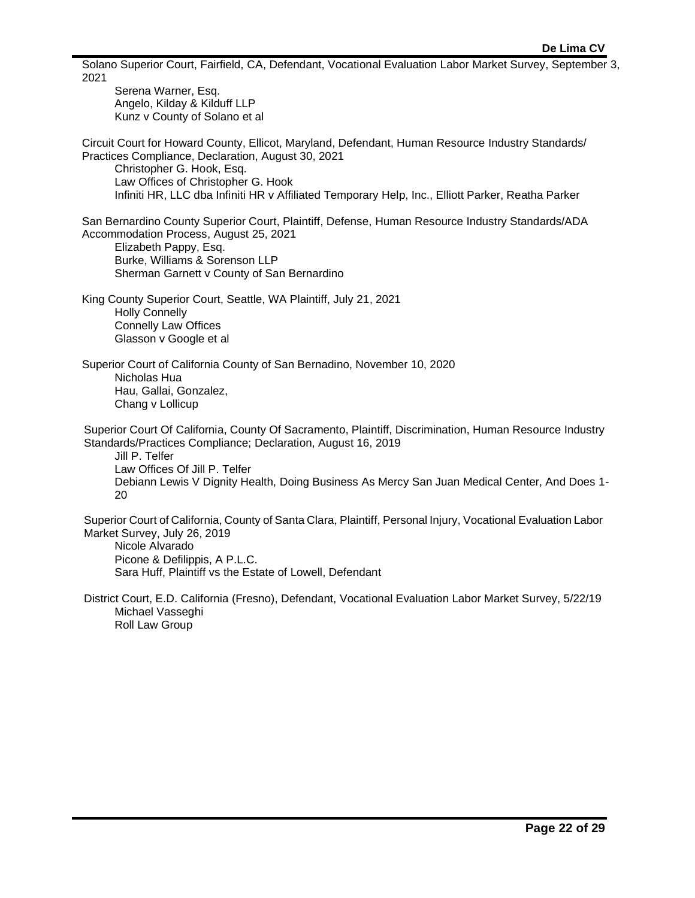Solano Superior Court, Fairfield, CA, Defendant, Vocational Evaluation Labor Market Survey, September 3, 2021

Serena Warner, Esq.
Angelo, Kilday & Kilduff LLP
Kunz v County of Solano et al

Circuit Court for Howard County, Ellicot, Maryland, Defendant, Human Resource Industry Standards/ Practices Compliance, Declaration, August 30, 2021

Christopher G. Hook, Esq.
Law Offices of Christopher G. Hook
Infiniti HR, LLC dba Infiniti HR v Affiliated Temporary Help, Inc., Elliott Parker, Reatha Parker

San Bernardino County Superior Court, Plaintiff, Defense, Human Resource Industry Standards/ADA Accommodation Process, August 25, 2021

Elizabeth Pappy, Esq.
Burke, Williams & Sorenson LLP
Sherman Garnett v County of San Bernardino

King County Superior Court, Seattle, WA Plaintiff, July 21, 2021

Holly Connelly
Connelly Law Offices
Glasson v Google et al

Superior Court of California County of San Bernadino, November 10, 2020

Nicholas Hua
Hau, Gallai, Gonzalez,
Chang v Lollicup

Superior Court Of California, County Of Sacramento, Plaintiff, Discrimination, Human Resource Industry Standards/Practices Compliance; Declaration, August 16, 2019

Jill P. Telfer
Law Offices Of Jill P. Telfer
Debiann Lewis V Dignity Health, Doing Business As Mercy San Juan Medical Center, And Does 1-20

Superior Court of California, County of Santa Clara, Plaintiff, Personal Injury, Vocational Evaluation Labor Market Survey, July 26, 2019

Nicole Alvarado
Picone & Defilippis, A P.L.C.
Sara Huff, Plaintiff vs the Estate of Lowell, Defendant

District Court, E.D. California (Fresno), Defendant, Vocational Evaluation Labor Market Survey, 5/22/19

Michael Vasseghi
Roll Law Group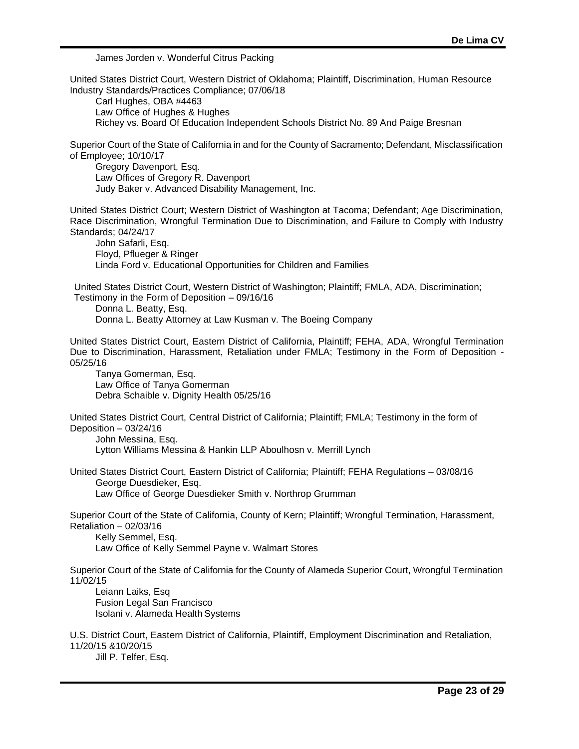James Jorden v. Wonderful Citrus Packing

United States District Court, Western District of Oklahoma; Plaintiff, Discrimination, Human Resource Industry Standards/Practices Compliance; 07/06/18

Carl Hughes, OBA #4463
Law Office of Hughes & Hughes
Richey vs. Board Of Education Independent Schools District No. 89 And Paige Bresnan

Superior Court of the State of California in and for the County of Sacramento; Defendant, Misclassification of Employee; 10/10/17

Gregory Davenport, Esq.
Law Offices of Gregory R. Davenport
Judy Baker v. Advanced Disability Management, Inc.

United States District Court; Western District of Washington at Tacoma; Defendant; Age Discrimination, Race Discrimination, Wrongful Termination Due to Discrimination, and Failure to Comply with Industry Standards; 04/24/17

John Safarli, Esq.
Floyd, Pflueger & Ringer
Linda Ford v. Educational Opportunities for Children and Families

United States District Court, Western District of Washington; Plaintiff; FMLA, ADA, Discrimination; Testimony in the Form of Deposition – 09/16/16

Donna L. Beatty, Esq.
Donna L. Beatty Attorney at Law Kusman v. The Boeing Company

United States District Court, Eastern District of California, Plaintiff; FEHA, ADA, Wrongful Termination Due to Discrimination, Harassment, Retaliation under FMLA; Testimony in the Form of Deposition - 05/25/16

Tanya Gomerman, Esq.
Law Office of Tanya Gomerman
Debra Schaible v. Dignity Health 05/25/16

United States District Court, Central District of California; Plaintiff; FMLA; Testimony in the form of Deposition – 03/24/16

John Messina, Esq.
Lytton Williams Messina & Hankin LLP Aboulhosn v. Merrill Lynch

United States District Court, Eastern District of California; Plaintiff; FEHA Regulations – 03/08/16

George Duesdieker, Esq.
Law Office of George Duesdieker Smith v. Northrop Grumman

Superior Court of the State of California, County of Kern; Plaintiff; Wrongful Termination, Harassment, Retaliation – 02/03/16

Kelly Semmel, Esq.
Law Office of Kelly Semmel Payne v. Walmart Stores

Superior Court of the State of California for the County of Alameda Superior Court, Wrongful Termination 11/02/15

Leiann Laiks, Esq
Fusion Legal San Francisco
Isolani v. Alameda Health Systems

U.S. District Court, Eastern District of California, Plaintiff, Employment Discrimination and Retaliation, 11/20/15 &10/20/15

Jill P. Telfer, Esq.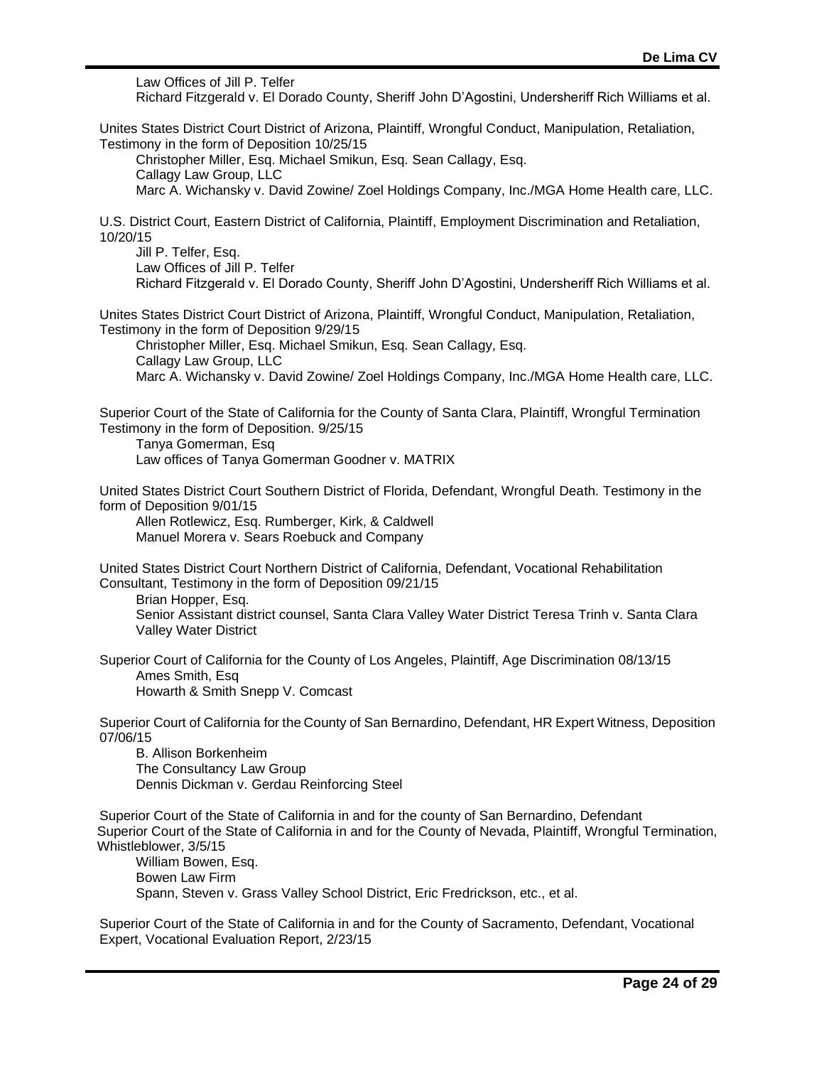Law Offices of Jill P. Telfer
Richard Fitzgerald v. El Dorado County, Sheriff John D'Agostini, Undersheriff Rich Williams et al.

Unites States District Court District of Arizona, Plaintiff, Wrongful Conduct, Manipulation, Retaliation, Testimony in the form of Deposition 10/25/15
Christopher Miller, Esq. Michael Smikun, Esq. Sean Callagy, Esq.
Callagy Law Group, LLC
Marc A. Wichansky v. David Zowine/ Zoel Holdings Company, Inc./MGA Home Health care, LLC.

U.S. District Court, Eastern District of California, Plaintiff, Employment Discrimination and Retaliation, 10/20/15
Jill P. Telfer, Esq.
Law Offices of Jill P. Telfer
Richard Fitzgerald v. El Dorado County, Sheriff John D'Agostini, Undersheriff Rich Williams et al.

Unites States District Court District of Arizona, Plaintiff, Wrongful Conduct, Manipulation, Retaliation, Testimony in the form of Deposition 9/29/15
Christopher Miller, Esq. Michael Smikun, Esq. Sean Callagy, Esq.
Callagy Law Group, LLC
Marc A. Wichansky v. David Zowine/ Zoel Holdings Company, Inc./MGA Home Health care, LLC.

Superior Court of the State of California for the County of Santa Clara, Plaintiff, Wrongful Termination Testimony in the form of Deposition. 9/25/15
Tanya Gomerman, Esq
Law offices of Tanya Gomerman Goodner v. MATRIX

United States District Court Southern District of Florida, Defendant, Wrongful Death. Testimony in the form of Deposition 9/01/15
Allen Rotlewicz, Esq. Rumberger, Kirk, & Caldwell
Manuel Morera v. Sears Roebuck and Company

United States District Court Northern District of California, Defendant, Vocational Rehabilitation Consultant, Testimony in the form of Deposition 09/21/15
Brian Hopper, Esq.
Senior Assistant district counsel, Santa Clara Valley Water District Teresa Trinh v. Santa Clara Valley Water District

Superior Court of California for the County of Los Angeles, Plaintiff, Age Discrimination 08/13/15
Ames Smith, Esq
Howarth & Smith Snepp V. Comcast

Superior Court of California for the County of San Bernardino, Defendant, HR Expert Witness, Deposition 07/06/15
B. Allison Borkenheim
The Consultancy Law Group
Dennis Dickman v. Gerdau Reinforcing Steel

Superior Court of the State of California in and for the county of San Bernardino, Defendant
Superior Court of the State of California in and for the County of Nevada, Plaintiff, Wrongful Termination, Whistleblower, 3/5/15
William Bowen, Esq.
Bowen Law Firm
Spann, Steven v. Grass Valley School District, Eric Fredrickson, etc., et al.

Superior Court of the State of California in and for the County of Sacramento, Defendant, Vocational Expert, Vocational Evaluation Report, 2/23/15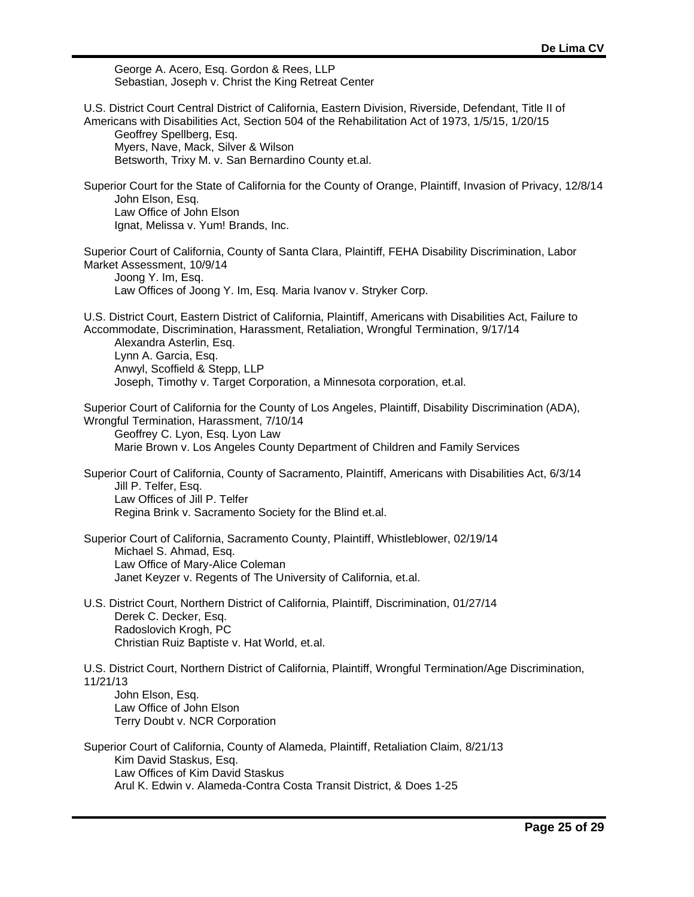George A. Acero, Esq. Gordon & Rees, LLP
Sebastian, Joseph v. Christ the King Retreat Center

U.S. District Court Central District of California, Eastern Division, Riverside, Defendant, Title II of Americans with Disabilities Act, Section 504 of the Rehabilitation Act of 1973, 1/5/15, 1/20/15
Geoffrey Spellberg, Esq.
Myers, Nave, Mack, Silver & Wilson
Betsworth, Trixy M. v. San Bernardino County et.al.

Superior Court for the State of California for the County of Orange, Plaintiff, Invasion of Privacy, 12/8/14
John Elson, Esq.
Law Office of John Elson
Ignat, Melissa v. Yum! Brands, Inc.

Superior Court of California, County of Santa Clara, Plaintiff, FEHA Disability Discrimination, Labor Market Assessment, 10/9/14
Joong Y. Im, Esq.
Law Offices of Joong Y. Im, Esq. Maria Ivanov v. Stryker Corp.

U.S. District Court, Eastern District of California, Plaintiff, Americans with Disabilities Act, Failure to Accommodate, Discrimination, Harassment, Retaliation, Wrongful Termination, 9/17/14
Alexandra Asterlin, Esq.
Lynn A. Garcia, Esq.
Anwyl, Scoffield & Stepp, LLP
Joseph, Timothy v. Target Corporation, a Minnesota corporation, et.al.

Superior Court of California for the County of Los Angeles, Plaintiff, Disability Discrimination (ADA), Wrongful Termination, Harassment, 7/10/14
Geoffrey C. Lyon, Esq. Lyon Law
Marie Brown v. Los Angeles County Department of Children and Family Services

Superior Court of California, County of Sacramento, Plaintiff, Americans with Disabilities Act, 6/3/14
Jill P. Telfer, Esq.
Law Offices of Jill P. Telfer
Regina Brink v. Sacramento Society for the Blind et.al.

Superior Court of California, Sacramento County, Plaintiff, Whistleblower, 02/19/14
Michael S. Ahmad, Esq.
Law Office of Mary-Alice Coleman
Janet Keyzer v. Regents of The University of California, et.al.

U.S. District Court, Northern District of California, Plaintiff, Discrimination, 01/27/14
Derek C. Decker, Esq.
Radoslovich Krogh, PC
Christian Ruiz Baptiste v. Hat World, et.al.

U.S. District Court, Northern District of California, Plaintiff, Wrongful Termination/Age Discrimination, 11/21/13
John Elson, Esq.
Law Office of John Elson
Terry Doubt v. NCR Corporation

Superior Court of California, County of Alameda, Plaintiff, Retaliation Claim, 8/21/13
Kim David Staskus, Esq.
Law Offices of Kim David Staskus
Arul K. Edwin v. Alameda-Contra Costa Transit District, & Does 1-25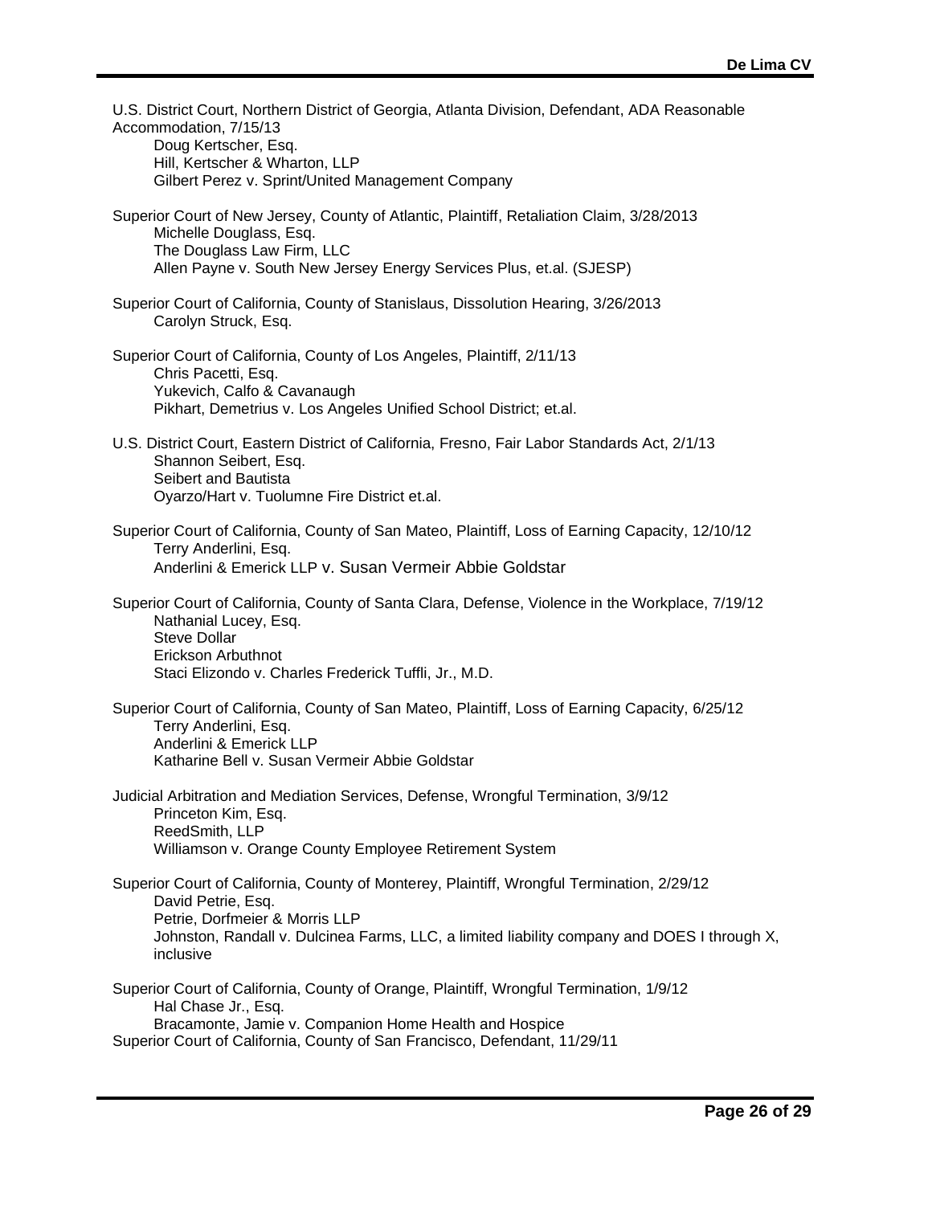U.S. District Court, Northern District of Georgia, Atlanta Division, Defendant, ADA Reasonable Accommodation, 7/15/13
    Doug Kertscher, Esq.
    Hill, Kertscher & Wharton, LLP
    Gilbert Perez v. Sprint/United Management Company

Superior Court of New Jersey, County of Atlantic, Plaintiff, Retaliation Claim, 3/28/2013
    Michelle Douglass, Esq.
    The Douglass Law Firm, LLC
    Allen Payne v. South New Jersey Energy Services Plus, et.al. (SJESP)

Superior Court of California, County of Stanislaus, Dissolution Hearing, 3/26/2013
    Carolyn Struck, Esq.

Superior Court of California, County of Los Angeles, Plaintiff, 2/11/13
    Chris Pacetti, Esq.
    Yukevich, Calfo & Cavanaugh
    Pikhart, Demetrius v. Los Angeles Unified School District; et.al.

U.S. District Court, Eastern District of California, Fresno, Fair Labor Standards Act, 2/1/13
    Shannon Seibert, Esq.
    Seibert and Bautista
    Oyarzo/Hart v. Tuolumne Fire District et.al.

Superior Court of California, County of San Mateo, Plaintiff, Loss of Earning Capacity, 12/10/12
    Terry Anderlini, Esq.
    Anderlini & Emerick LLP v. Susan Vermeir Abbie Goldstar

Superior Court of California, County of Santa Clara, Defense, Violence in the Workplace, 7/19/12
    Nathanial Lucey, Esq.
    Steve Dollar
    Erickson Arbuthnot
    Staci Elizondo v. Charles Frederick Tuffli, Jr., M.D.

Superior Court of California, County of San Mateo, Plaintiff, Loss of Earning Capacity, 6/25/12
    Terry Anderlini, Esq.
    Anderlini & Emerick LLP
    Katharine Bell v. Susan Vermeir Abbie Goldstar

Judicial Arbitration and Mediation Services, Defense, Wrongful Termination, 3/9/12
    Princeton Kim, Esq.
    ReedSmith, LLP
    Williamson v. Orange County Employee Retirement System

Superior Court of California, County of Monterey, Plaintiff, Wrongful Termination, 2/29/12
    David Petrie, Esq.
    Petrie, Dorfmeier & Morris LLP
    Johnston, Randall v. Dulcinea Farms, LLC, a limited liability company and DOES I through X, inclusive

Superior Court of California, County of Orange, Plaintiff, Wrongful Termination, 1/9/12
    Hal Chase Jr., Esq.
    Bracamonte, Jamie v. Companion Home Health and Hospice

Superior Court of California, County of San Francisco, Defendant, 11/29/11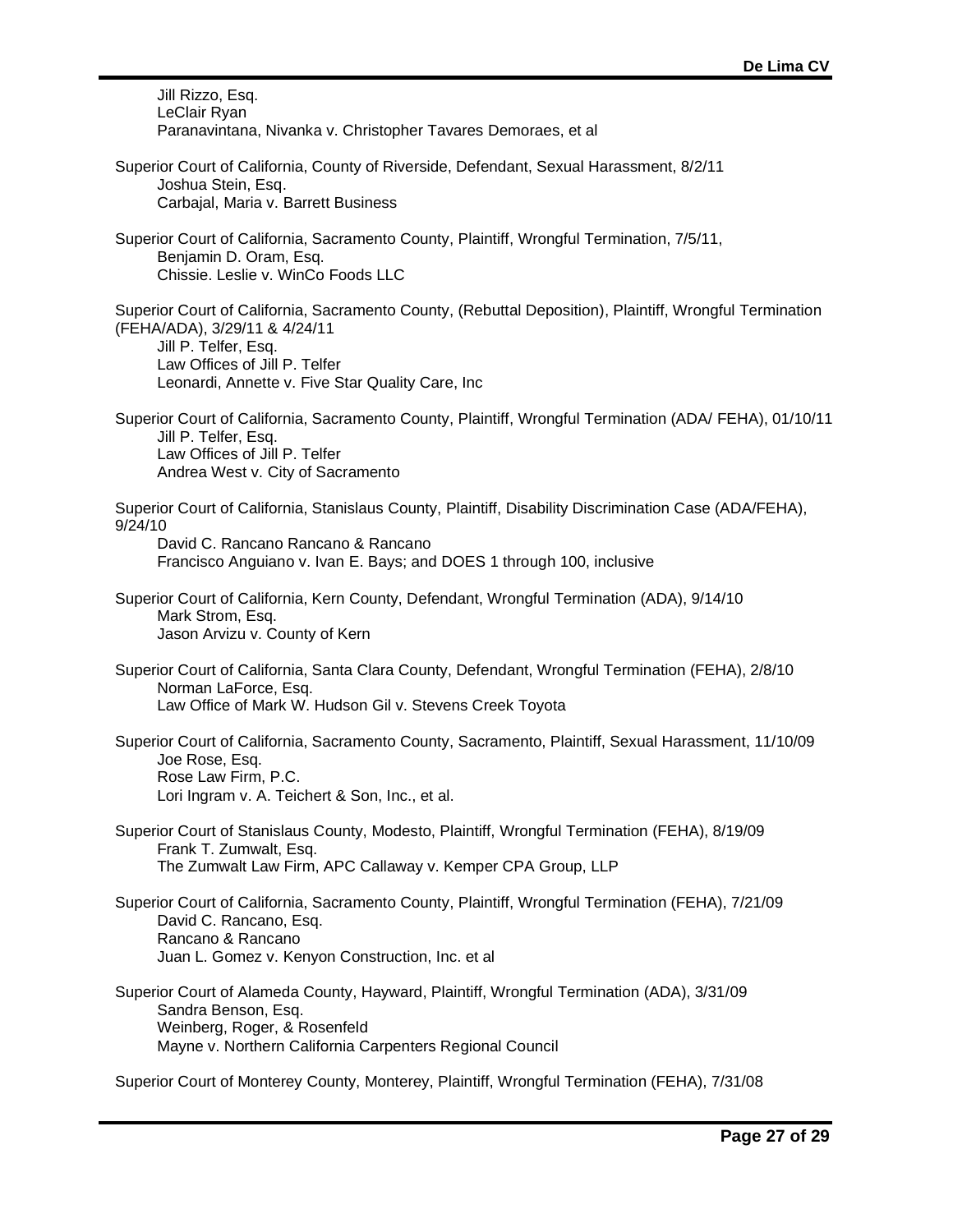Jill Rizzo, Esq.
LeClair Ryan
Paranavintana, Nivanka v. Christopher Tavares Demoraes, et al

Superior Court of California, County of Riverside, Defendant, Sexual Harassment, 8/2/11
Joshua Stein, Esq.
Carbajal, Maria v. Barrett Business

Superior Court of California, Sacramento County, Plaintiff, Wrongful Termination, 7/5/11,
Benjamin D. Oram, Esq.
Chissie. Leslie v. WinCo Foods LLC

Superior Court of California, Sacramento County, (Rebuttal Deposition), Plaintiff, Wrongful Termination (FEHA/ADA), 3/29/11 & 4/24/11
Jill P. Telfer, Esq.
Law Offices of Jill P. Telfer
Leonardi, Annette v. Five Star Quality Care, Inc

Superior Court of California, Sacramento County, Plaintiff, Wrongful Termination (ADA/ FEHA), 01/10/11
Jill P. Telfer, Esq.
Law Offices of Jill P. Telfer
Andrea West v. City of Sacramento

Superior Court of California, Stanislaus County, Plaintiff, Disability Discrimination Case (ADA/FEHA), 9/24/10
David C. Rancano Rancano & Rancano
Francisco Anguiano v. Ivan E. Bays; and DOES 1 through 100, inclusive

Superior Court of California, Kern County, Defendant, Wrongful Termination (ADA), 9/14/10
Mark Strom, Esq.
Jason Arvizu v. County of Kern

Superior Court of California, Santa Clara County, Defendant, Wrongful Termination (FEHA), 2/8/10
Norman LaForce, Esq.
Law Office of Mark W. Hudson Gil v. Stevens Creek Toyota

Superior Court of California, Sacramento County, Sacramento, Plaintiff, Sexual Harassment, 11/10/09
Joe Rose, Esq.
Rose Law Firm, P.C.
Lori Ingram v. A. Teichert & Son, Inc., et al.

Superior Court of Stanislaus County, Modesto, Plaintiff, Wrongful Termination (FEHA), 8/19/09
Frank T. Zumwalt, Esq.
The Zumwalt Law Firm, APC Callaway v. Kemper CPA Group, LLP

Superior Court of California, Sacramento County, Plaintiff, Wrongful Termination (FEHA), 7/21/09
David C. Rancano, Esq.
Rancano & Rancano
Juan L. Gomez v. Kenyon Construction, Inc. et al

Superior Court of Alameda County, Hayward, Plaintiff, Wrongful Termination (ADA), 3/31/09
Sandra Benson, Esq.
Weinberg, Roger, & Rosenfeld
Mayne v. Northern California Carpenters Regional Council

Superior Court of Monterey County, Monterey, Plaintiff, Wrongful Termination (FEHA), 7/31/08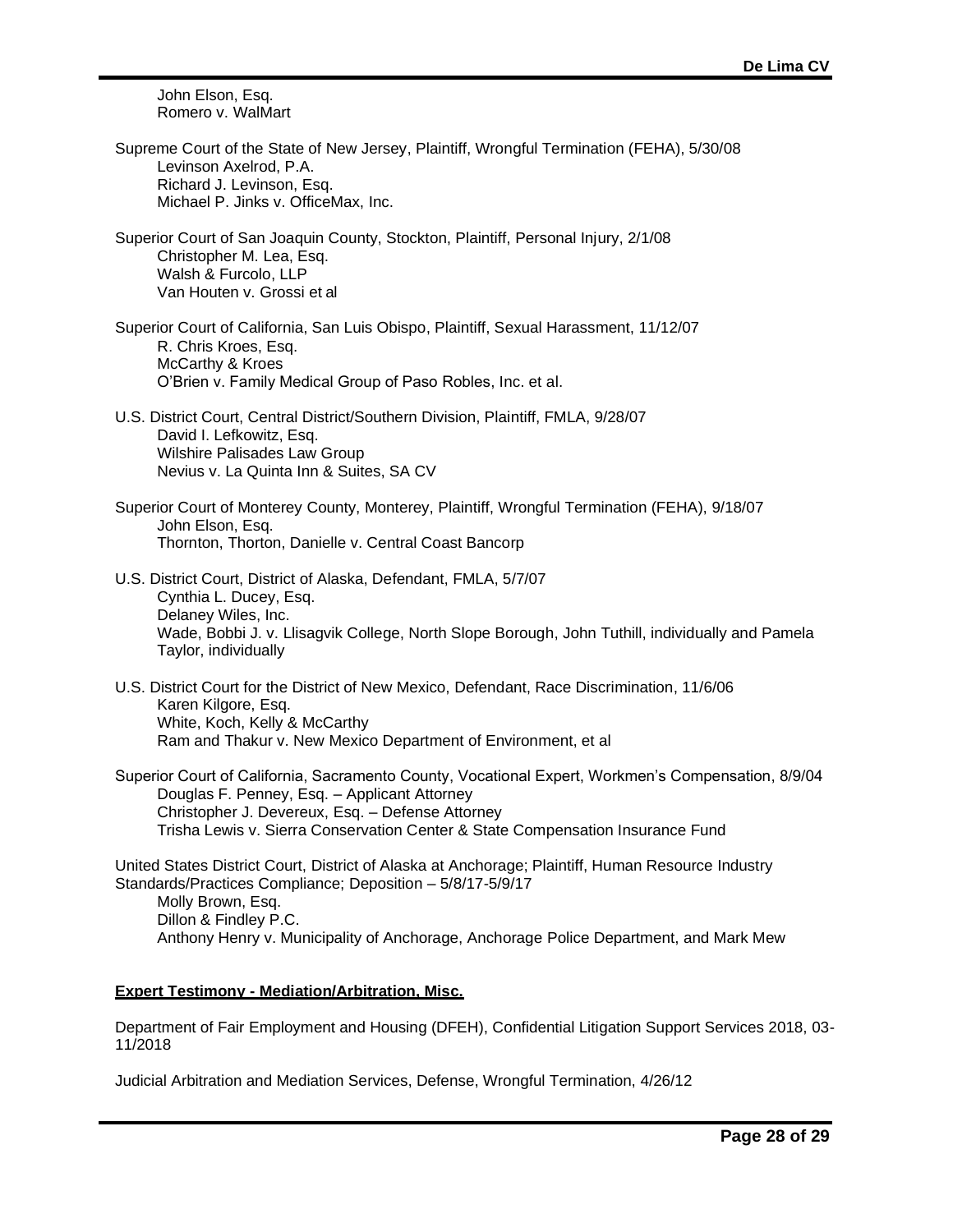John Elson, Esq.
Romero v. WalMart

Supreme Court of the State of New Jersey, Plaintiff, Wrongful Termination (FEHA), 5/30/08
Levinson Axelrod, P.A.
Richard J. Levinson, Esq.
Michael P. Jinks v. OfficeMax, Inc.

Superior Court of San Joaquin County, Stockton, Plaintiff, Personal Injury, 2/1/08
Christopher M. Lea, Esq.
Walsh & Furcolo, LLP
Van Houten v. Grossi et al

Superior Court of California, San Luis Obispo, Plaintiff, Sexual Harassment, 11/12/07
R. Chris Kroes, Esq.
McCarthy & Kroes
O'Brien v. Family Medical Group of Paso Robles, Inc. et al.

U.S. District Court, Central District/Southern Division, Plaintiff, FMLA, 9/28/07
David I. Lefkowitz, Esq.
Wilshire Palisades Law Group
Nevius v. La Quinta Inn & Suites, SA CV

Superior Court of Monterey County, Monterey, Plaintiff, Wrongful Termination (FEHA), 9/18/07
John Elson, Esq.
Thornton, Thorton, Danielle v. Central Coast Bancorp

U.S. District Court, District of Alaska, Defendant, FMLA, 5/7/07
Cynthia L. Ducey, Esq.
Delaney Wiles, Inc.
Wade, Bobbi J. v. Llisagvik College, North Slope Borough, John Tuthill, individually and Pamela Taylor, individually

U.S. District Court for the District of New Mexico, Defendant, Race Discrimination, 11/6/06
Karen Kilgore, Esq.
White, Koch, Kelly & McCarthy
Ram and Thakur v. New Mexico Department of Environment, et al

Superior Court of California, Sacramento County, Vocational Expert, Workmen's Compensation, 8/9/04
Douglas F. Penney, Esq. – Applicant Attorney
Christopher J. Devereux, Esq. – Defense Attorney
Trisha Lewis v. Sierra Conservation Center & State Compensation Insurance Fund

United States District Court, District of Alaska at Anchorage; Plaintiff, Human Resource Industry Standards/Practices Compliance; Deposition – 5/8/17-5/9/17
Molly Brown, Esq.
Dillon & Findley P.C.
Anthony Henry v. Municipality of Anchorage, Anchorage Police Department, and Mark Mew

**Expert Testimony - Mediation/Arbitration, Misc.**

Department of Fair Employment and Housing (DFEH), Confidential Litigation Support Services 2018, 03-11/2018

Judicial Arbitration and Mediation Services, Defense, Wrongful Termination, 4/26/12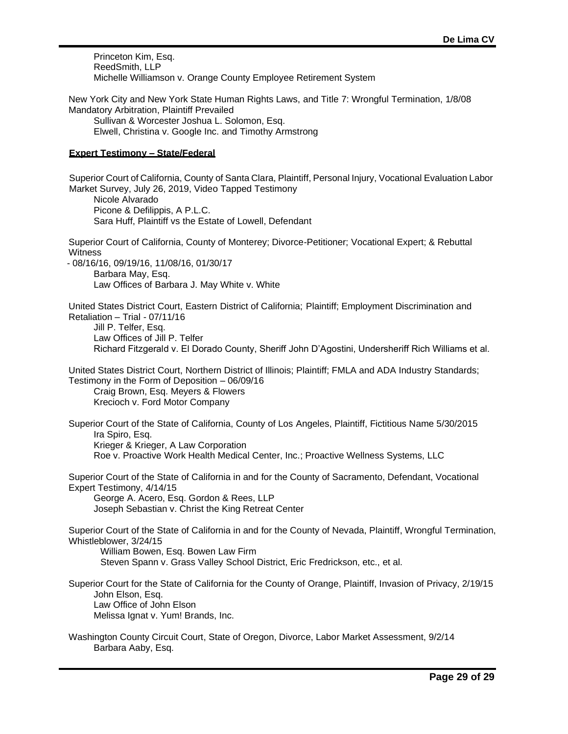Princeton Kim, Esq.
ReedSmith, LLP
Michelle Williamson v. Orange County Employee Retirement System

New York City and New York State Human Rights Laws, and Title 7: Wrongful Termination, 1/8/08 Mandatory Arbitration, Plaintiff Prevailed
Sullivan & Worcester Joshua L. Solomon, Esq.
Elwell, Christina v. Google Inc. and Timothy Armstrong

**Expert Testimony – State/Federal**

Superior Court of California, County of Santa Clara, Plaintiff, Personal Injury, Vocational Evaluation Labor Market Survey, July 26, 2019, Video Tapped Testimony
Nicole Alvarado
Picone & Defilippis, A P.L.C.
Sara Huff, Plaintiff vs the Estate of Lowell, Defendant

Superior Court of California, County of Monterey; Divorce-Petitioner; Vocational Expert; & Rebuttal Witness
- 08/16/16, 09/19/16, 11/08/16, 01/30/17
Barbara May, Esq.
Law Offices of Barbara J. May White v. White

United States District Court, Eastern District of California; Plaintiff; Employment Discrimination and Retaliation – Trial - 07/11/16
Jill P. Telfer, Esq.
Law Offices of Jill P. Telfer
Richard Fitzgerald v. El Dorado County, Sheriff John D'Agostini, Undersheriff Rich Williams et al.

United States District Court, Northern District of Illinois; Plaintiff; FMLA and ADA Industry Standards; Testimony in the Form of Deposition – 06/09/16
Craig Brown, Esq. Meyers & Flowers
Krecioch v. Ford Motor Company

Superior Court of the State of California, County of Los Angeles, Plaintiff, Fictitious Name 5/30/2015
Ira Spiro, Esq.
Krieger & Krieger, A Law Corporation
Roe v. Proactive Work Health Medical Center, Inc.; Proactive Wellness Systems, LLC

Superior Court of the State of California in and for the County of Sacramento, Defendant, Vocational Expert Testimony, 4/14/15
George A. Acero, Esq. Gordon & Rees, LLP
Joseph Sebastian v. Christ the King Retreat Center

Superior Court of the State of California in and for the County of Nevada, Plaintiff, Wrongful Termination, Whistleblower, 3/24/15
William Bowen, Esq. Bowen Law Firm
Steven Spann v. Grass Valley School District, Eric Fredrickson, etc., et al.

Superior Court for the State of California for the County of Orange, Plaintiff, Invasion of Privacy, 2/19/15
John Elson, Esq.
Law Office of John Elson
Melissa Ignat v. Yum! Brands, Inc.

Washington County Circuit Court, State of Oregon, Divorce, Labor Market Assessment, 9/2/14
Barbara Aaby, Esq.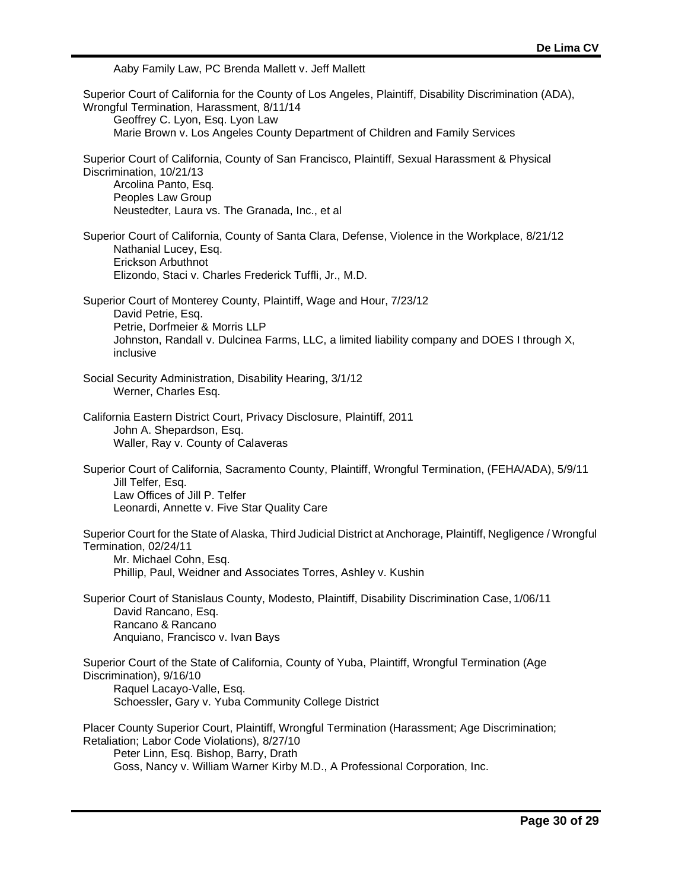Aaby Family Law, PC Brenda Mallett v. Jeff Mallett

Superior Court of California for the County of Los Angeles, Plaintiff, Disability Discrimination (ADA), Wrongful Termination, Harassment, 8/11/14
Geoffrey C. Lyon, Esq. Lyon Law
Marie Brown v. Los Angeles County Department of Children and Family Services

Superior Court of California, County of San Francisco, Plaintiff, Sexual Harassment & Physical Discrimination, 10/21/13
Arcolina Panto, Esq.
Peoples Law Group
Neustedter, Laura vs. The Granada, Inc., et al

Superior Court of California, County of Santa Clara, Defense, Violence in the Workplace, 8/21/12
Nathanial Lucey, Esq.
Erickson Arbuthnot
Elizondo, Staci v. Charles Frederick Tuffli, Jr., M.D.

Superior Court of Monterey County, Plaintiff, Wage and Hour, 7/23/12
David Petrie, Esq.
Petrie, Dorfmeier & Morris LLP
Johnston, Randall v. Dulcinea Farms, LLC, a limited liability company and DOES I through X, inclusive

Social Security Administration, Disability Hearing, 3/1/12
Werner, Charles Esq.

California Eastern District Court, Privacy Disclosure, Plaintiff, 2011
John A. Shepardson, Esq.
Waller, Ray v. County of Calaveras

Superior Court of California, Sacramento County, Plaintiff, Wrongful Termination, (FEHA/ADA), 5/9/11
Jill Telfer, Esq.
Law Offices of Jill P. Telfer
Leonardi, Annette v. Five Star Quality Care

Superior Court for the State of Alaska, Third Judicial District at Anchorage, Plaintiff, Negligence / Wrongful Termination, 02/24/11
Mr. Michael Cohn, Esq.
Phillip, Paul, Weidner and Associates Torres, Ashley v. Kushin

Superior Court of Stanislaus County, Modesto, Plaintiff, Disability Discrimination Case, 1/06/11
David Rancano, Esq.
Rancano & Rancano
Anquiano, Francisco v. Ivan Bays

Superior Court of the State of California, County of Yuba, Plaintiff, Wrongful Termination (Age Discrimination), 9/16/10
Raquel Lacayo-Valle, Esq.
Schoessler, Gary v. Yuba Community College District

Placer County Superior Court, Plaintiff, Wrongful Termination (Harassment; Age Discrimination; Retaliation; Labor Code Violations), 8/27/10
Peter Linn, Esq. Bishop, Barry, Drath
Goss, Nancy v. William Warner Kirby M.D., A Professional Corporation, Inc.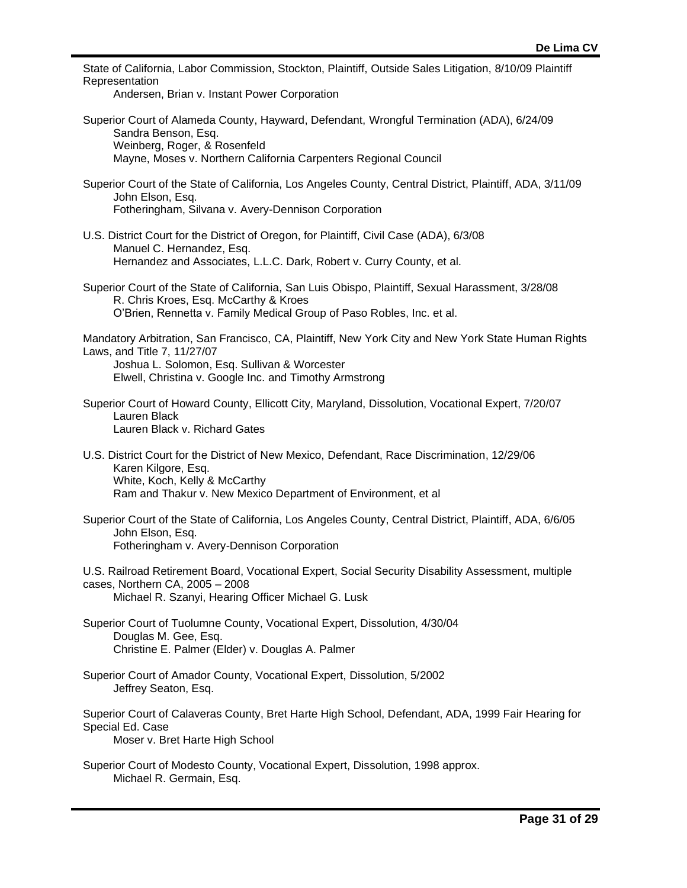State of California, Labor Commission, Stockton, Plaintiff, Outside Sales Litigation, 8/10/09 Plaintiff Representation

Andersen, Brian v. Instant Power Corporation

Superior Court of Alameda County, Hayward, Defendant, Wrongful Termination (ADA), 6/24/09

Sandra Benson, Esq.
Weinberg, Roger, & Rosenfeld
Mayne, Moses v. Northern California Carpenters Regional Council

Superior Court of the State of California, Los Angeles County, Central District, Plaintiff, ADA, 3/11/09

John Elson, Esq.
Fotheringham, Silvana v. Avery-Dennison Corporation

U.S. District Court for the District of Oregon, for Plaintiff, Civil Case (ADA), 6/3/08

Manuel C. Hernandez, Esq.
Hernandez and Associates, L.L.C. Dark, Robert v. Curry County, et al.

Superior Court of the State of California, San Luis Obispo, Plaintiff, Sexual Harassment, 3/28/08

R. Chris Kroes, Esq. McCarthy & Kroes
O'Brien, Rennetta v. Family Medical Group of Paso Robles, Inc. et al.

Mandatory Arbitration, San Francisco, CA, Plaintiff, New York City and New York State Human Rights Laws, and Title 7, 11/27/07

Joshua L. Solomon, Esq. Sullivan & Worcester
Elwell, Christina v. Google Inc. and Timothy Armstrong

Superior Court of Howard County, Ellicott City, Maryland, Dissolution, Vocational Expert, 7/20/07

Lauren Black
Lauren Black v. Richard Gates

U.S. District Court for the District of New Mexico, Defendant, Race Discrimination, 12/29/06

Karen Kilgore, Esq.
White, Koch, Kelly & McCarthy
Ram and Thakur v. New Mexico Department of Environment, et al

Superior Court of the State of California, Los Angeles County, Central District, Plaintiff, ADA, 6/6/05

John Elson, Esq.
Fotheringham v. Avery-Dennison Corporation

U.S. Railroad Retirement Board, Vocational Expert, Social Security Disability Assessment, multiple cases, Northern CA, 2005 – 2008

Michael R. Szanyi, Hearing Officer Michael G. Lusk

Superior Court of Tuolumne County, Vocational Expert, Dissolution, 4/30/04

Douglas M. Gee, Esq.
Christine E. Palmer (Elder) v. Douglas A. Palmer

Superior Court of Amador County, Vocational Expert, Dissolution, 5/2002

Jeffrey Seaton, Esq.

Superior Court of Calaveras County, Bret Harte High School, Defendant, ADA, 1999 Fair Hearing for Special Ed. Case

Moser v. Bret Harte High School

Superior Court of Modesto County, Vocational Expert, Dissolution, 1998 approx.

Michael R. Germain, Esq.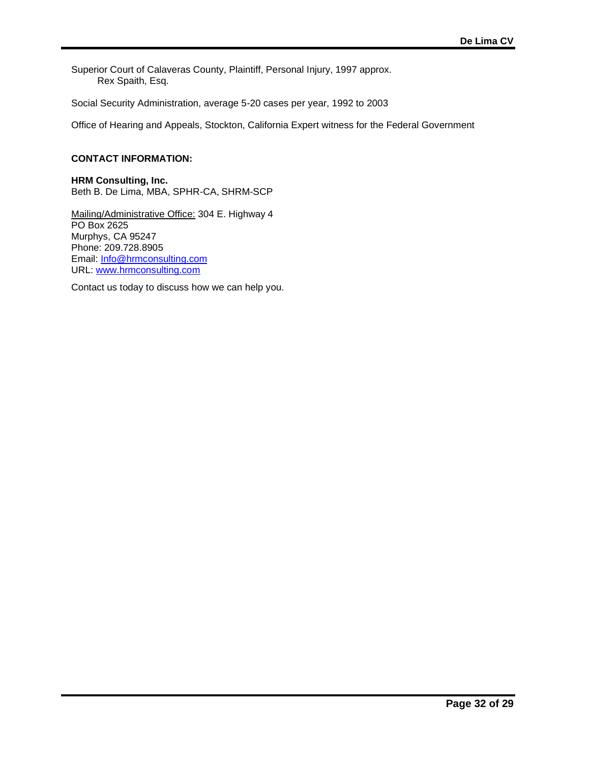Superior Court of Calaveras County, Plaintiff, Personal Injury, 1997 approx.
    Rex Spaith, Esq.

Social Security Administration, average 5-20 cases per year, 1992 to 2003

Office of Hearing and Appeals, Stockton, California Expert witness for the Federal Government

**CONTACT INFORMATION:**

**HRM Consulting, Inc.**
Beth B. De Lima, MBA, SPHR-CA, SHRM-SCP

Mailing/Administrative Office: 304 E. Highway 4
PO Box 2625
Murphys, CA 95247
Phone: 209.728.8905
Email: [Info@hrmconsulting.com](mailto:Info@hrmconsulting.com)
URL: [www.hrmconsulting.com](http://www.hrmconsulting.com)

Contact us today to discuss how we can help you.